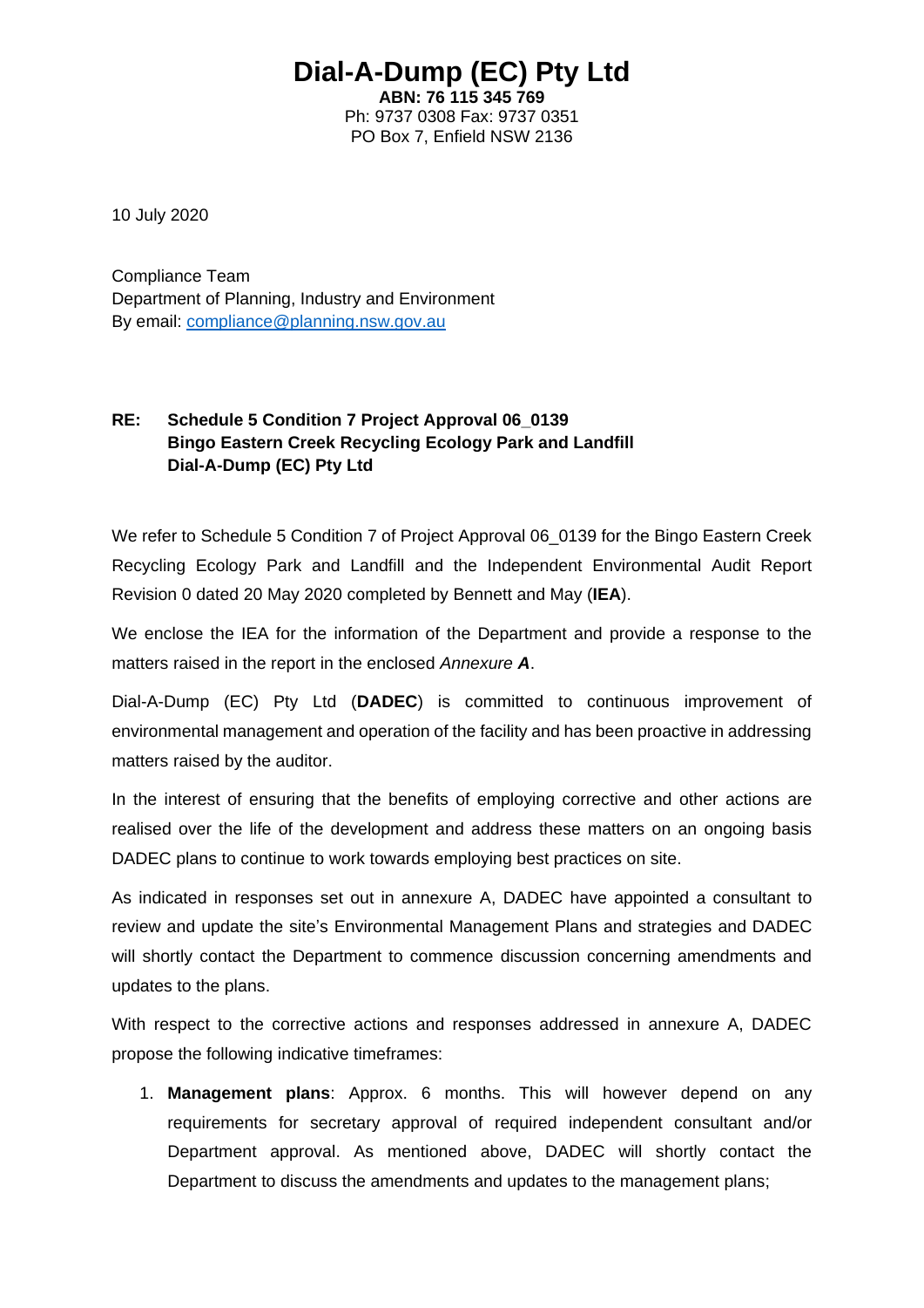# Dial-A-Dump (EC) Pty Ltd

**ABN: 76 115 345 769**
Ph: 9737 0308 Fax: 9737 0351
PO Box 7, Enfield NSW 2136

10 July 2020

Compliance Team
Department of Planning, Industry and Environment
By email: compliance@planning.nsw.gov.au

**RE: Schedule 5 Condition 7 Project Approval 06_0139**
**Bingo Eastern Creek Recycling Ecology Park and Landfill**
**Dial-A-Dump (EC) Pty Ltd**

We refer to Schedule 5 Condition 7 of Project Approval 06_0139 for the Bingo Eastern Creek Recycling Ecology Park and Landfill and the Independent Environmental Audit Report Revision 0 dated 20 May 2020 completed by Bennett and May (**IEA**).

We enclose the IEA for the information of the Department and provide a response to the matters raised in the report in the enclosed *Annexure **A***.

Dial-A-Dump (EC) Pty Ltd (**DADEC**) is committed to continuous improvement of environmental management and operation of the facility and has been proactive in addressing matters raised by the auditor.

In the interest of ensuring that the benefits of employing corrective and other actions are realised over the life of the development and address these matters on an ongoing basis DADEC plans to continue to work towards employing best practices on site.

As indicated in responses set out in annexure A, DADEC have appointed a consultant to review and update the site's Environmental Management Plans and strategies and DADEC will shortly contact the Department to commence discussion concerning amendments and updates to the plans.

With respect to the corrective actions and responses addressed in annexure A, DADEC propose the following indicative timeframes:

1. **Management plans**: Approx. 6 months. This will however depend on any requirements for secretary approval of required independent consultant and/or Department approval. As mentioned above, DADEC will shortly contact the Department to discuss the amendments and updates to the management plans;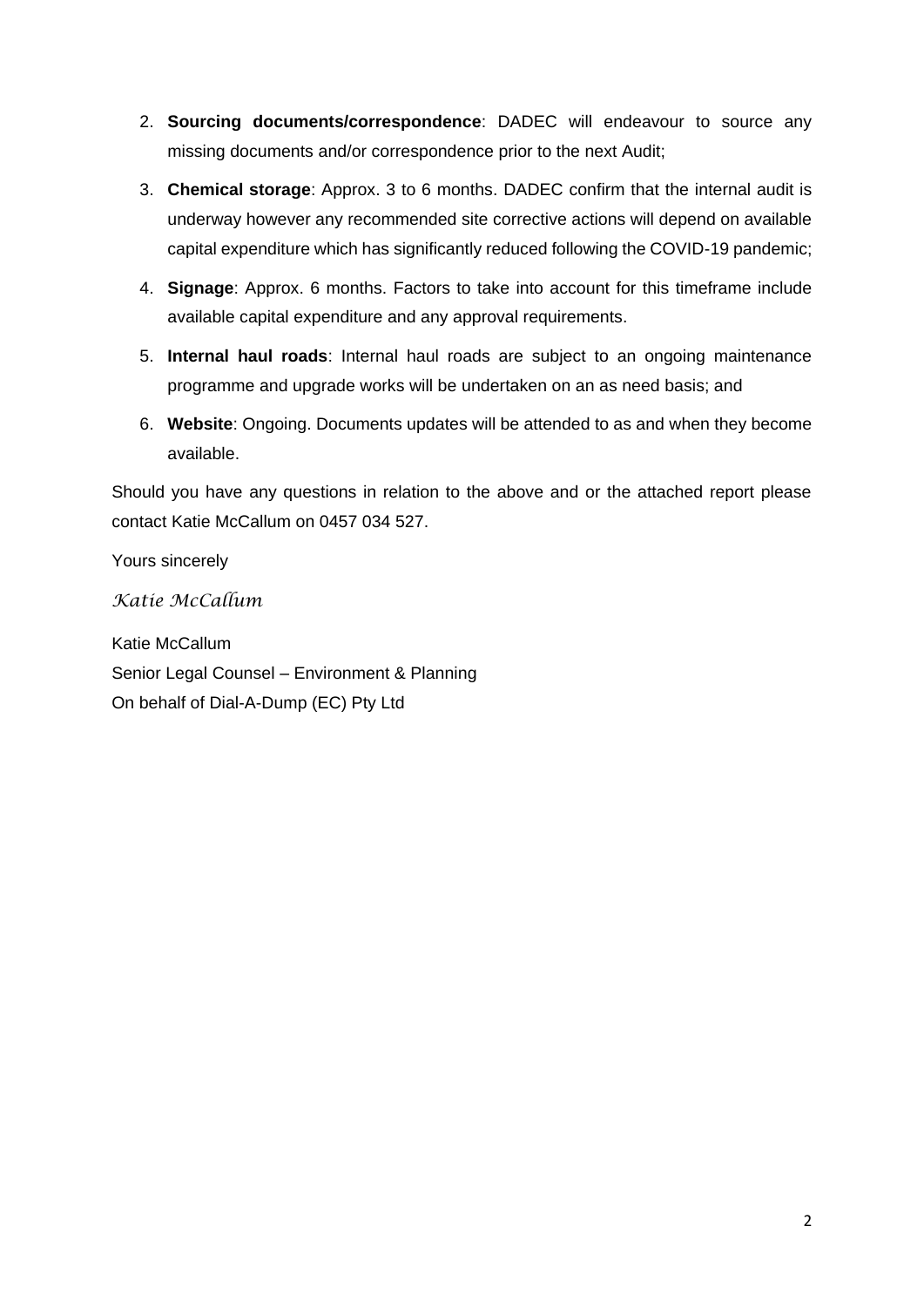2. **Sourcing documents/correspondence**: DADEC will endeavour to source any missing documents and/or correspondence prior to the next Audit;
3. **Chemical storage**: Approx. 3 to 6 months. DADEC confirm that the internal audit is underway however any recommended site corrective actions will depend on available capital expenditure which has significantly reduced following the COVID-19 pandemic;
4. **Signage**: Approx. 6 months. Factors to take into account for this timeframe include available capital expenditure and any approval requirements.
5. **Internal haul roads**: Internal haul roads are subject to an ongoing maintenance programme and upgrade works will be undertaken on an as need basis; and
6. **Website**: Ongoing. Documents updates will be attended to as and when they become available.

Should you have any questions in relation to the above and or the attached report please contact Katie McCallum on 0457 034 527.

Yours sincerely

*Katie McCallum*

Katie McCallum
Senior Legal Counsel – Environment & Planning
On behalf of Dial-A-Dump (EC) Pty Ltd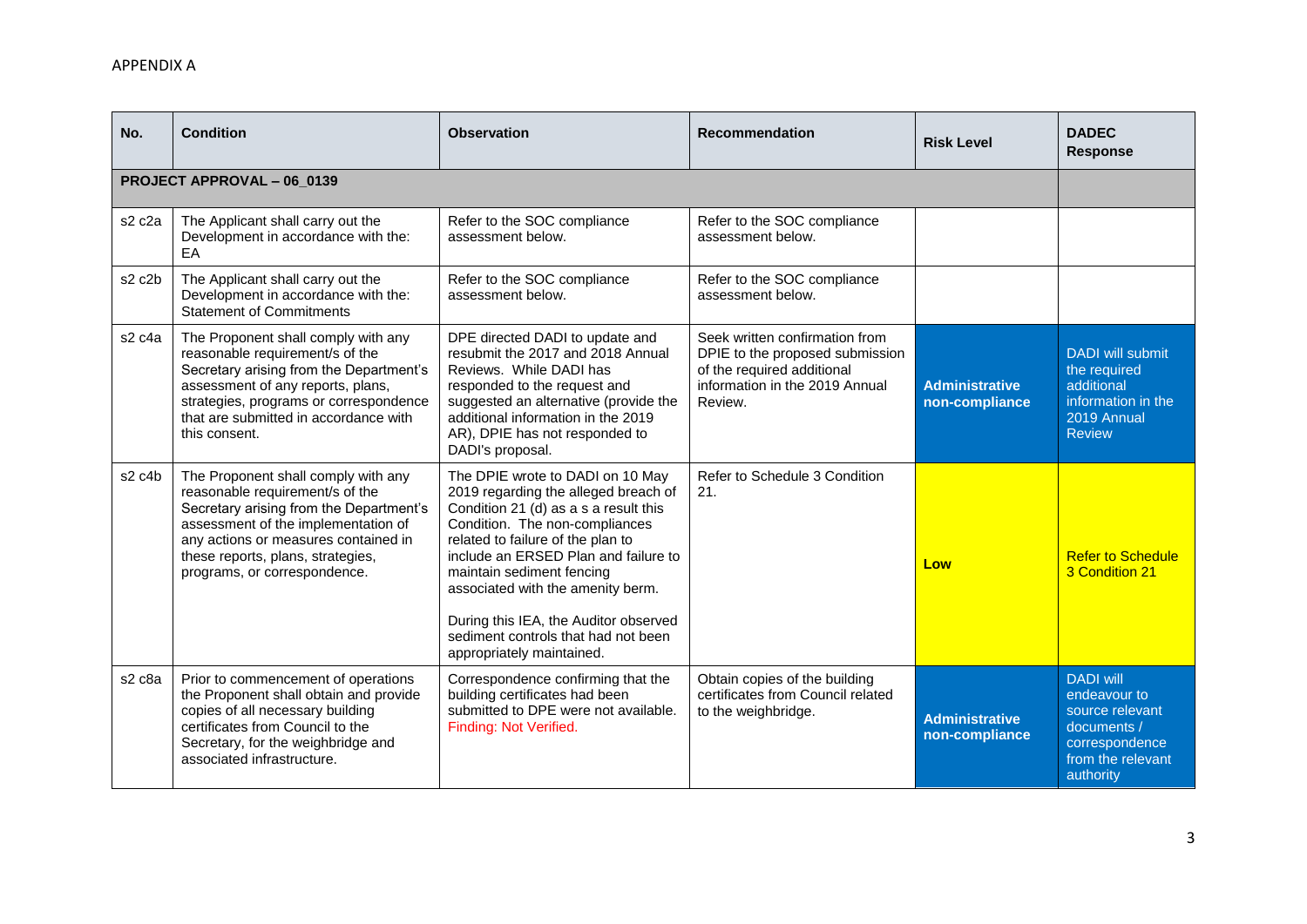APPENDIX A

| No. | Condition | Observation | Recommendation | Risk Level | DADEC Response |
|---|---|---|---|---|---|
| **PROJECT APPROVAL – 06_0139** | | | | | |
| s2 c2a | The Applicant shall carry out the Development in accordance with the: EA | Refer to the SOC compliance assessment below. | Refer to the SOC compliance assessment below. | | |
| s2 c2b | The Applicant shall carry out the Development in accordance with the: Statement of Commitments | Refer to the SOC compliance assessment below. | Refer to the SOC compliance assessment below. | | |
| s2 c4a | The Proponent shall comply with any reasonable requirement/s of the Secretary arising from the Department's assessment of any reports, plans, strategies, programs or correspondence that are submitted in accordance with this consent. | DPE directed DADI to update and resubmit the 2017 and 2018 Annual Reviews. While DADI has responded to the request and suggested an alternative (provide the additional information in the 2019 AR), DPIE has not responded to DADI's proposal. | Seek written confirmation from DPIE to the proposed submission of the required additional information in the 2019 Annual Review. | **Administrative non-compliance** | DADI will submit the required additional information in the 2019 Annual Review |
| s2 c4b | The Proponent shall comply with any reasonable requirement/s of the Secretary arising from the Department's assessment of the implementation of any actions or measures contained in these reports, plans, strategies, programs, or correspondence. | The DPIE wrote to DADI on 10 May 2019 regarding the alleged breach of Condition 21 (d) as a s a result this Condition. The non-compliances related to failure of the plan to include an ERSED Plan and failure to maintain sediment fencing associated with the amenity berm.<br><br>During this IEA, the Auditor observed sediment controls that had not been appropriately maintained. | Refer to Schedule 3 Condition 21. | **Low** | Refer to Schedule 3 Condition 21 |
| s2 c8a | Prior to commencement of operations the Proponent shall obtain and provide copies of all necessary building certificates from Council to the Secretary, for the weighbridge and associated infrastructure. | Correspondence confirming that the building certificates had been submitted to DPE were not available. Finding: Not Verified. | Obtain copies of the building certificates from Council related to the weighbridge. | **Administrative non-compliance** | DADI will endeavour to source relevant documents / correspondence from the relevant authority |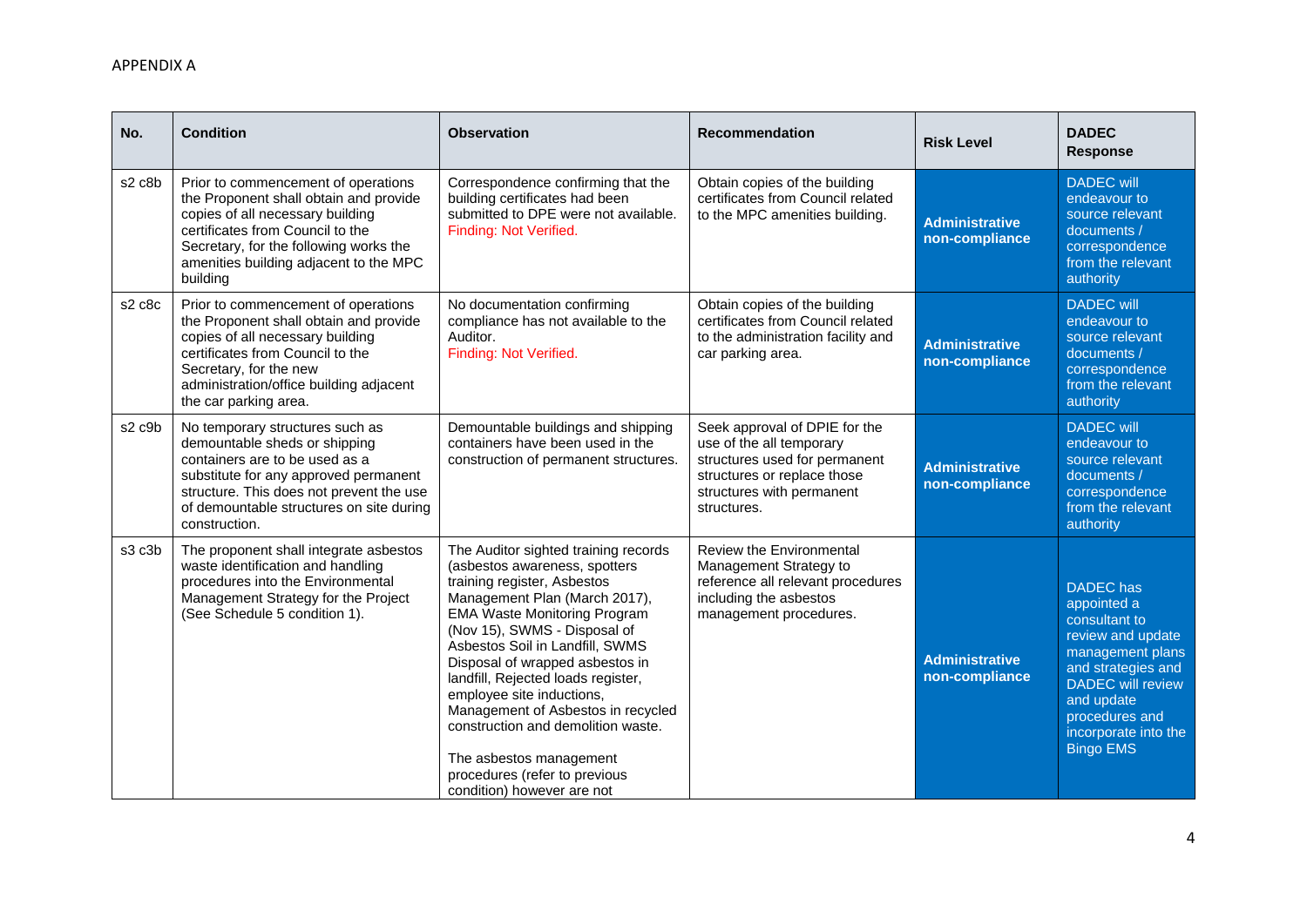APPENDIX A

| No. | Condition | Observation | Recommendation | Risk Level | DADEC Response |
|---|---|---|---|---|---|
| s2 c8b | Prior to commencement of operations the Proponent shall obtain and provide copies of all necessary building certificates from Council to the Secretary, for the following works the amenities building adjacent to the MPC building | Correspondence confirming that the building certificates had been submitted to DPE were not available. Finding: Not Verified. | Obtain copies of the building certificates from Council related to the MPC amenities building. | **Administrative non-compliance** | DADEC will endeavour to source relevant documents / correspondence from the relevant authority |
| s2 c8c | Prior to commencement of operations the Proponent shall obtain and provide copies of all necessary building certificates from Council to the Secretary, for the new administration/office building adjacent the car parking area. | No documentation confirming compliance has not available to the Auditor. Finding: Not Verified. | Obtain copies of the building certificates from Council related to the administration facility and car parking area. | **Administrative non-compliance** | DADEC will endeavour to source relevant documents / correspondence from the relevant authority |
| s2 c9b | No temporary structures such as demountable sheds or shipping containers are to be used as a substitute for any approved permanent structure. This does not prevent the use of demountable structures on site during construction. | Demountable buildings and shipping containers have been used in the construction of permanent structures. | Seek approval of DPIE for the use of the all temporary structures used for permanent structures or replace those structures with permanent structures. | **Administrative non-compliance** | DADEC will endeavour to source relevant documents / correspondence from the relevant authority |
| s3 c3b | The proponent shall integrate asbestos waste identification and handling procedures into the Environmental Management Strategy for the Project (See Schedule 5 condition 1). | The Auditor sighted training records (asbestos awareness, spotters training register, Asbestos Management Plan (March 2017), EMA Waste Monitoring Program (Nov 15), SWMS - Disposal of Asbestos Soil in Landfill, SWMS Disposal of wrapped asbestos in landfill, Rejected loads register, employee site inductions, Management of Asbestos in recycled construction and demolition waste.<br><br>The asbestos management procedures (refer to previous condition) however are not | Review the Environmental Management Strategy to reference all relevant procedures including the asbestos management procedures. | **Administrative non-compliance** | DADEC has appointed a consultant to review and update management plans and strategies and DADEC will review and update procedures and incorporate into the Bingo EMS |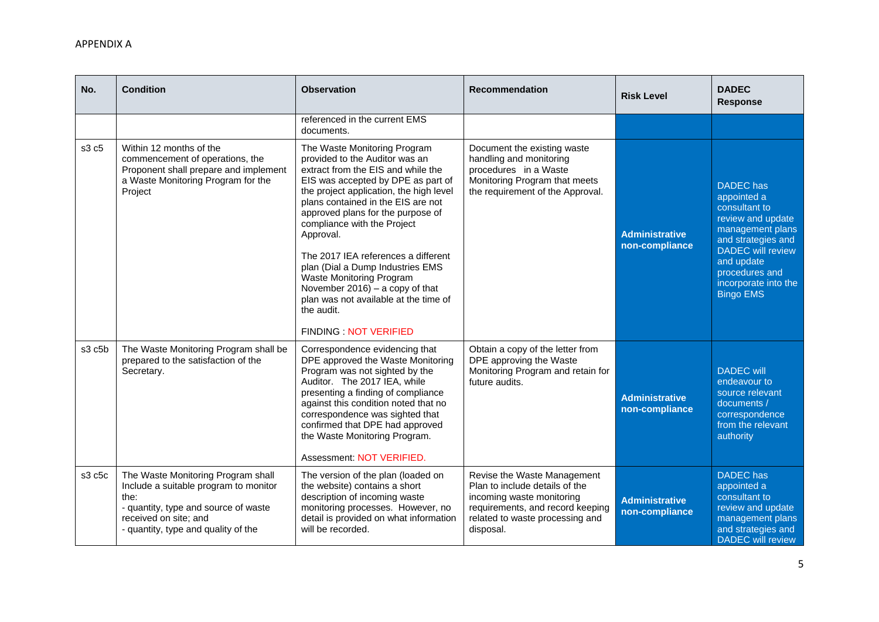APPENDIX A

| No. | Condition | Observation | Recommendation | Risk Level | DADEC Response |
|---|---|---|---|---|---|
| | | referenced in the current EMS documents. | | | |
| s3 c5 | Within 12 months of the commencement of operations, the Proponent shall prepare and implement a Waste Monitoring Program for the Project | The Waste Monitoring Program provided to the Auditor was an extract from the EIS and while the EIS was accepted by DPE as part of the project application, the high level plans contained in the EIS are not approved plans for the purpose of compliance with the Project Approval.<br><br>The 2017 IEA references a different plan (Dial a Dump Industries EMS Waste Monitoring Program November 2016) – a copy of that plan was not available at the time of the audit.<br><br>FINDING : NOT VERIFIED | Document the existing waste handling and monitoring procedures in a Waste Monitoring Program that meets the requirement of the Approval. | **Administrative non-compliance** | DADEC has appointed a consultant to review and update management plans and strategies and DADEC will review and update procedures and incorporate into the Bingo EMS |
| s3 c5b | The Waste Monitoring Program shall be prepared to the satisfaction of the Secretary. | Correspondence evidencing that DPE approved the Waste Monitoring Program was not sighted by the Auditor. The 2017 IEA, while presenting a finding of compliance against this condition noted that no correspondence was sighted that confirmed that DPE had approved the Waste Monitoring Program.<br><br>Assessment: NOT VERIFIED. | Obtain a copy of the letter from DPE approving the Waste Monitoring Program and retain for future audits. | **Administrative non-compliance** | DADEC will endeavour to source relevant documents / correspondence from the relevant authority |
| s3 c5c | The Waste Monitoring Program shall Include a suitable program to monitor the:<br>- quantity, type and source of waste received on site; and<br>- quantity, type and quality of the | The version of the plan (loaded on the website) contains a short description of incoming waste monitoring processes. However, no detail is provided on what information will be recorded. | Revise the Waste Management Plan to include details of the incoming waste monitoring requirements, and record keeping related to waste processing and disposal. | **Administrative non-compliance** | DADEC has appointed a consultant to review and update management plans and strategies and DADEC will review |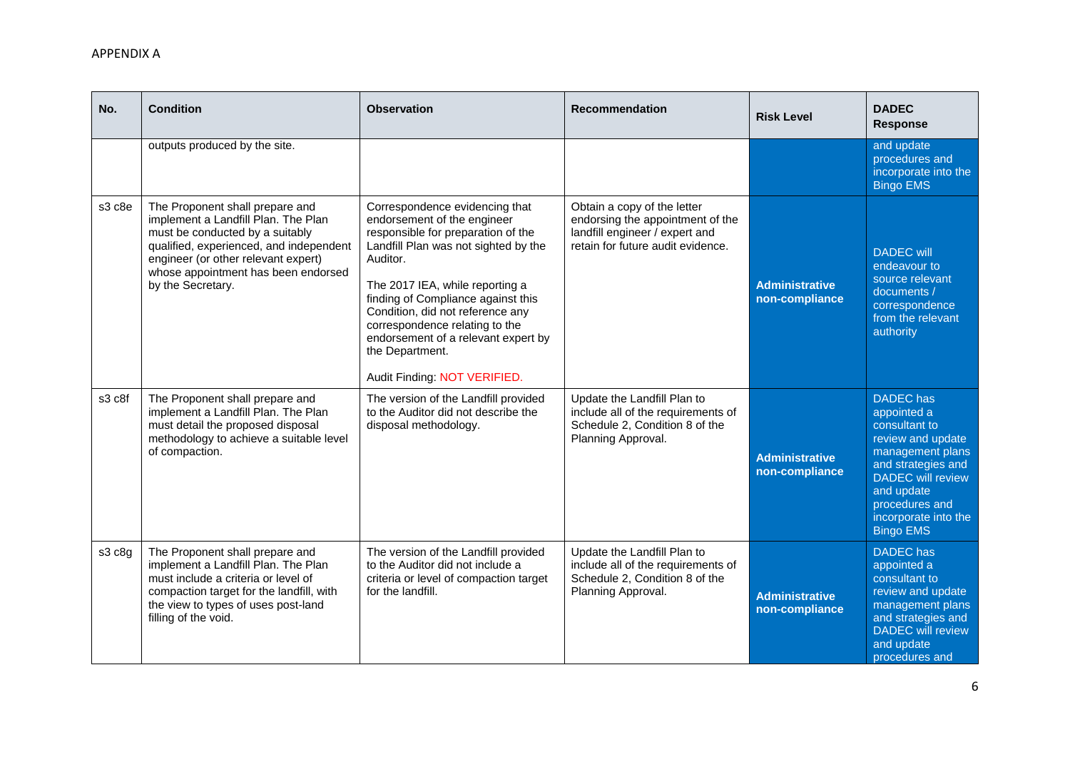APPENDIX A

| No. | Condition | Observation | Recommendation | Risk Level | DADEC Response |
|---|---|---|---|---|---|
| | outputs produced by the site. | | | | and update procedures and incorporate into the Bingo EMS |
| s3 c8e | The Proponent shall prepare and implement a Landfill Plan. The Plan must be conducted by a suitably qualified, experienced, and independent engineer (or other relevant expert) whose appointment has been endorsed by the Secretary. | Correspondence evidencing that endorsement of the engineer responsible for preparation of the Landfill Plan was not sighted by the Auditor.<br><br>The 2017 IEA, while reporting a finding of Compliance against this Condition, did not reference any correspondence relating to the endorsement of a relevant expert by the Department.<br><br>Audit Finding: NOT VERIFIED. | Obtain a copy of the letter endorsing the appointment of the landfill engineer / expert and retain for future audit evidence. | **Administrative non-compliance** | DADEC will endeavour to source relevant documents / correspondence from the relevant authority |
| s3 c8f | The Proponent shall prepare and implement a Landfill Plan. The Plan must detail the proposed disposal methodology to achieve a suitable level of compaction. | The version of the Landfill provided to the Auditor did not describe the disposal methodology. | Update the Landfill Plan to include all of the requirements of Schedule 2, Condition 8 of the Planning Approval. | **Administrative non-compliance** | DADEC has appointed a consultant to review and update management plans and strategies and DADEC will review and update procedures and incorporate into the Bingo EMS |
| s3 c8g | The Proponent shall prepare and implement a Landfill Plan. The Plan must include a criteria or level of compaction target for the landfill, with the view to types of uses post-land filling of the void. | The version of the Landfill provided to the Auditor did not include a criteria or level of compaction target for the landfill. | Update the Landfill Plan to include all of the requirements of Schedule 2, Condition 8 of the Planning Approval. | **Administrative non-compliance** | DADEC has appointed a consultant to review and update management plans and strategies and DADEC will review and update procedures and |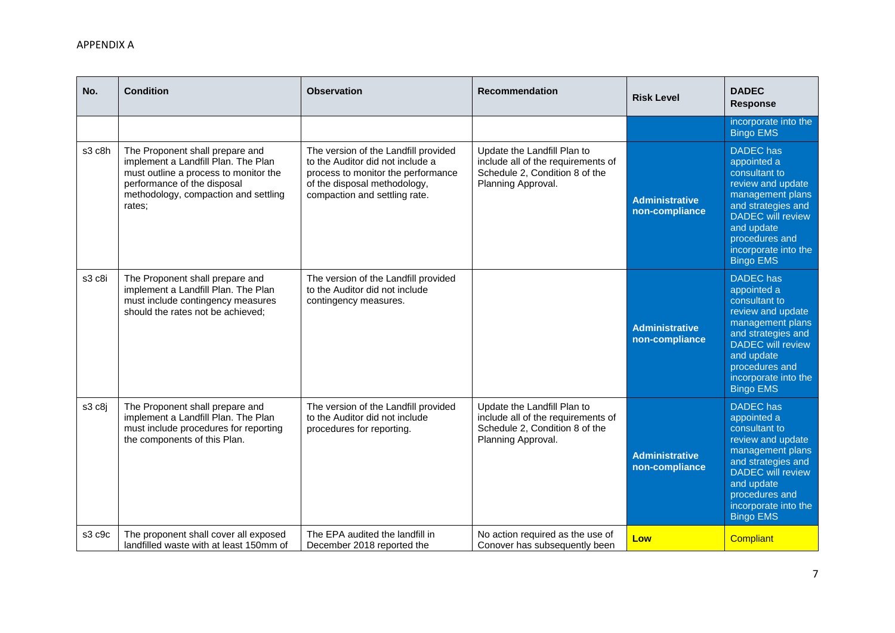APPENDIX A

| No. | Condition | Observation | Recommendation | Risk Level | DADEC Response |
|---|---|---|---|---|---|
| | | | | | incorporate into the Bingo EMS |
| s3 c8h | The Proponent shall prepare and implement a Landfill Plan. The Plan must outline a process to monitor the performance of the disposal methodology, compaction and settling rates; | The version of the Landfill provided to the Auditor did not include a process to monitor the performance of the disposal methodology, compaction and settling rate. | Update the Landfill Plan to include all of the requirements of Schedule 2, Condition 8 of the Planning Approval. | **Administrative non-compliance** | DADEC has appointed a consultant to review and update management plans and strategies and DADEC will review and update procedures and incorporate into the Bingo EMS |
| s3 c8i | The Proponent shall prepare and implement a Landfill Plan. The Plan must include contingency measures should the rates not be achieved; | The version of the Landfill provided to the Auditor did not include contingency measures. | | **Administrative non-compliance** | DADEC has appointed a consultant to review and update management plans and strategies and DADEC will review and update procedures and incorporate into the Bingo EMS |
| s3 c8j | The Proponent shall prepare and implement a Landfill Plan. The Plan must include procedures for reporting the components of this Plan. | The version of the Landfill provided to the Auditor did not include procedures for reporting. | Update the Landfill Plan to include all of the requirements of Schedule 2, Condition 8 of the Planning Approval. | **Administrative non-compliance** | DADEC has appointed a consultant to review and update management plans and strategies and DADEC will review and update procedures and incorporate into the Bingo EMS |
| s3 c9c | The proponent shall cover all exposed landfilled waste with at least 150mm of | The EPA audited the landfill in December 2018 reported the | No action required as the use of Conover has subsequently been | **Low** | Compliant |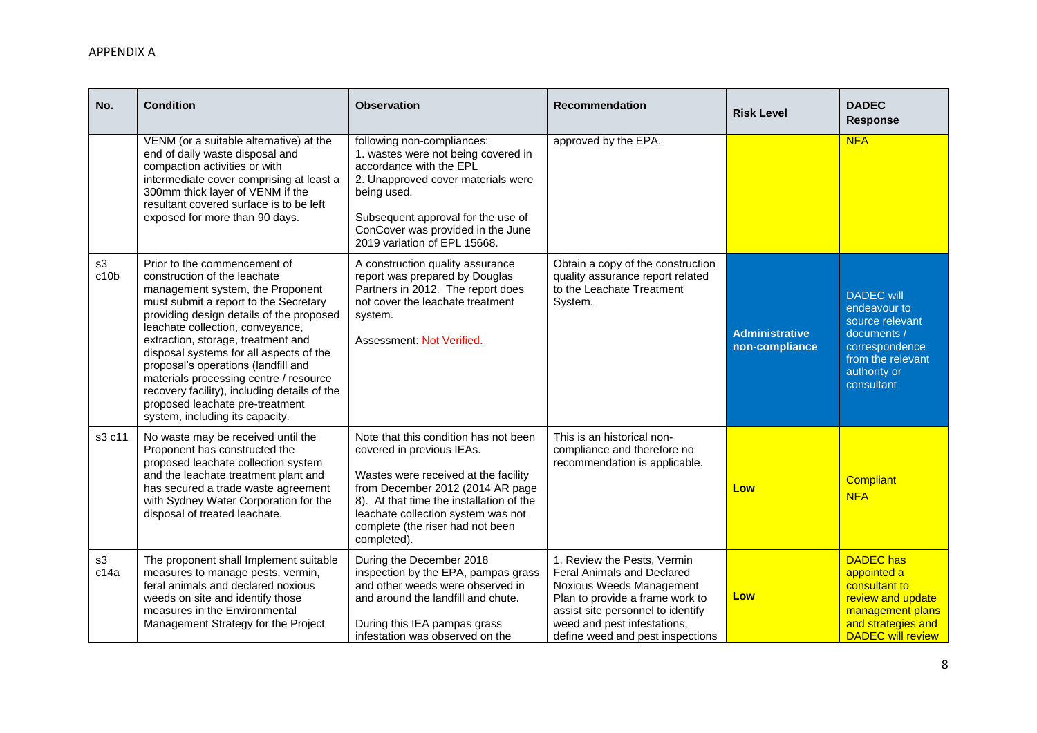APPENDIX A

| No. | Condition | Observation | Recommendation | Risk Level | DADEC Response |
|---|---|---|---|---|---|
| | VENM (or a suitable alternative) at the end of daily waste disposal and compaction activities or with intermediate cover comprising at least a 300mm thick layer of VENM if the resultant covered surface is to be left exposed for more than 90 days. | following non-compliances:<br>1. wastes were not being covered in accordance with the EPL<br>2. Unapproved cover materials were being used.<br><br>Subsequent approval for the use of ConCover was provided in the June 2019 variation of EPL 15668. | approved by the EPA. | | NFA |
| s3 c10b | Prior to the commencement of construction of the leachate management system, the Proponent must submit a report to the Secretary providing design details of the proposed leachate collection, conveyance, extraction, storage, treatment and disposal systems for all aspects of the proposal's operations (landfill and materials processing centre / resource recovery facility), including details of the proposed leachate pre-treatment system, including its capacity. | A construction quality assurance report was prepared by Douglas Partners in 2012. The report does not cover the leachate treatment system.<br><br>Assessment: Not Verified. | Obtain a copy of the construction quality assurance report related to the Leachate Treatment System. | **Administrative non-compliance** | DADEC will endeavour to source relevant documents / correspondence from the relevant authority or consultant |
| s3 c11 | No waste may be received until the Proponent has constructed the proposed leachate collection system and the leachate treatment plant and has secured a trade waste agreement with Sydney Water Corporation for the disposal of treated leachate. | Note that this condition has not been covered in previous IEAs.<br><br>Wastes were received at the facility from December 2012 (2014 AR page 8). At that time the installation of the leachate collection system was not complete (the riser had not been completed). | This is an historical non-compliance and therefore no recommendation is applicable. | **Low** | Compliant<br>NFA |
| s3 c14a | The proponent shall Implement suitable measures to manage pests, vermin, feral animals and declared noxious weeds on site and identify those measures in the Environmental Management Strategy for the Project | During the December 2018 inspection by the EPA, pampas grass and other weeds were observed in and around the landfill and chute.<br><br>During this IEA pampas grass infestation was observed on the | 1. Review the Pests, Vermin Feral Animals and Declared Noxious Weeds Management Plan to provide a frame work to assist site personnel to identify weed and pest infestations, define weed and pest inspections | **Low** | DADEC has appointed a consultant to review and update management plans and strategies and DADEC will review |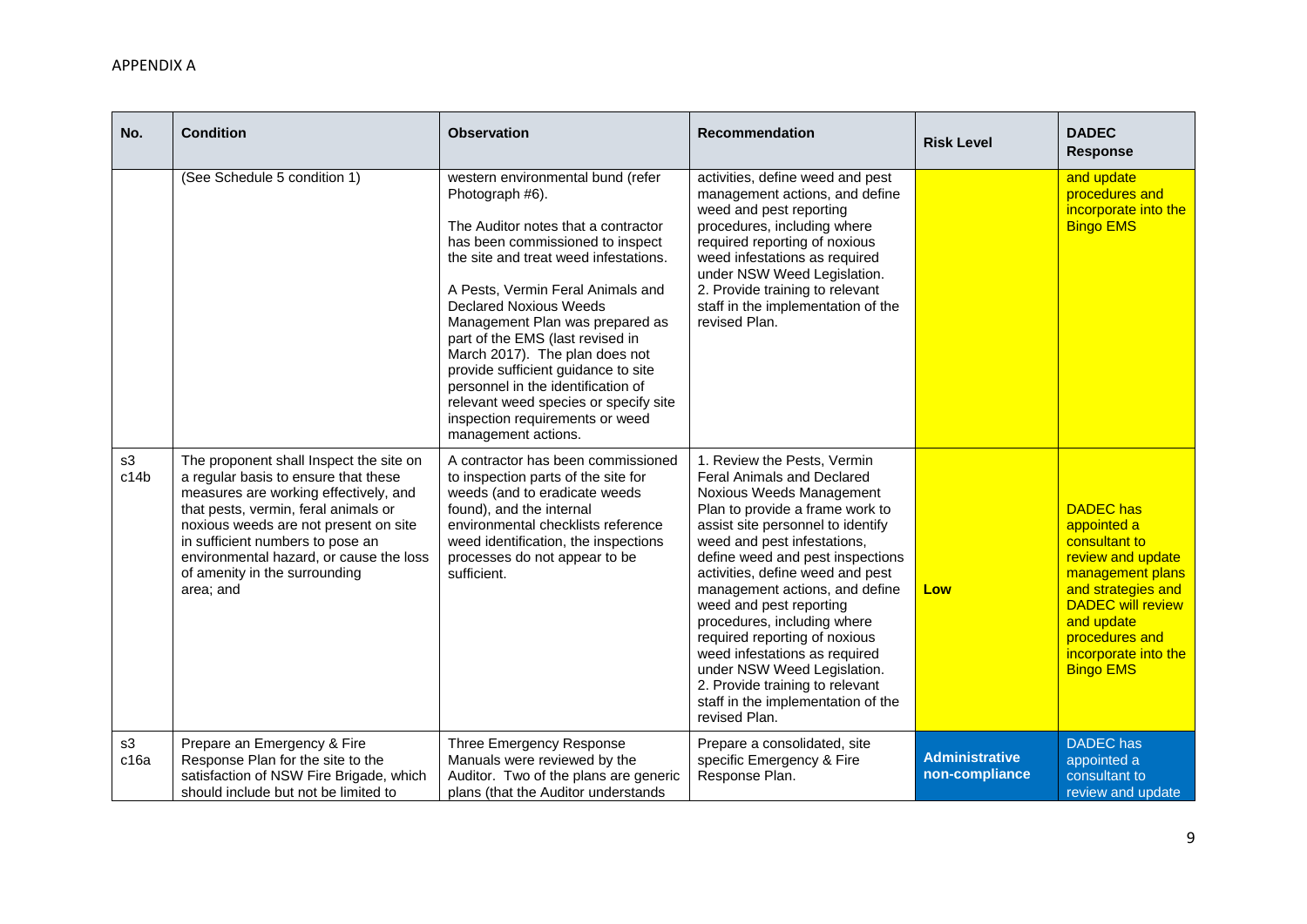APPENDIX A

| No. | Condition | Observation | Recommendation | Risk Level | DADEC Response |
|---|---|---|---|---|---|
| | (See Schedule 5 condition 1) | western environmental bund (refer Photograph #6).<br><br>The Auditor notes that a contractor has been commissioned to inspect the site and treat weed infestations.<br><br>A Pests, Vermin Feral Animals and Declared Noxious Weeds Management Plan was prepared as part of the EMS (last revised in March 2017). The plan does not provide sufficient guidance to site personnel in the identification of relevant weed species or specify site inspection requirements or weed management actions. | activities, define weed and pest management actions, and define weed and pest reporting procedures, including where required reporting of noxious weed infestations as required under NSW Weed Legislation.<br>2. Provide training to relevant staff in the implementation of the revised Plan. | | and update procedures and incorporate into the Bingo EMS |
| s3 c14b | The proponent shall Inspect the site on a regular basis to ensure that these measures are working effectively, and that pests, vermin, feral animals or noxious weeds are not present on site in sufficient numbers to pose an environmental hazard, or cause the loss of amenity in the surrounding area; and | A contractor has been commissioned to inspection parts of the site for weeds (and to eradicate weeds found), and the internal environmental checklists reference weed identification, the inspections processes do not appear to be sufficient. | 1. Review the Pests, Vermin Feral Animals and Declared Noxious Weeds Management Plan to provide a frame work to assist site personnel to identify weed and pest infestations, define weed and pest inspections activities, define weed and pest management actions, and define weed and pest reporting procedures, including where required reporting of noxious weed infestations as required under NSW Weed Legislation.<br>2. Provide training to relevant staff in the implementation of the revised Plan. | **Low** | DADEC has appointed a consultant to review and update management plans and strategies and DADEC will review and update procedures and incorporate into the Bingo EMS |
| s3 c16a | Prepare an Emergency & Fire Response Plan for the site to the satisfaction of NSW Fire Brigade, which should include but not be limited to | Three Emergency Response Manuals were reviewed by the Auditor. Two of the plans are generic plans (that the Auditor understands | Prepare a consolidated, site specific Emergency & Fire Response Plan. | **Administrative non-compliance** | DADEC has appointed a consultant to review and update |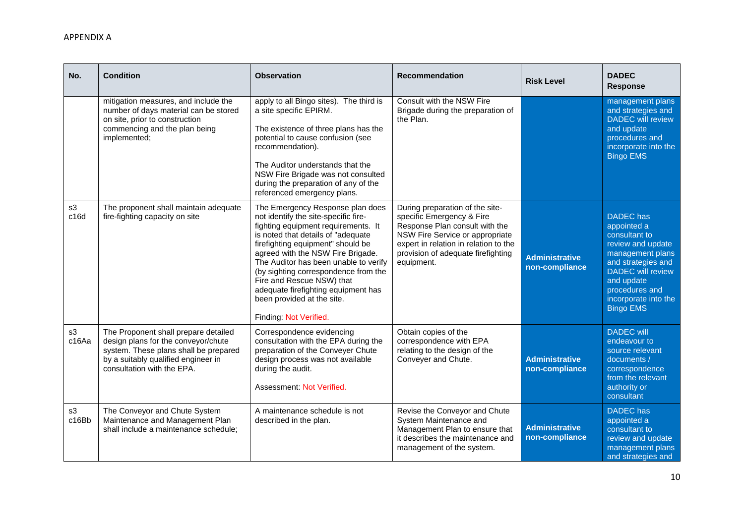APPENDIX A

| No. | Condition | Observation | Recommendation | Risk Level | DADEC Response |
|---|---|---|---|---|---|
| | mitigation measures, and include the number of days material can be stored on site, prior to construction commencing and the plan being implemented; | apply to all Bingo sites). The third is a site specific EPIRM.<br><br>The existence of three plans has the potential to cause confusion (see recommendation).<br><br>The Auditor understands that the NSW Fire Brigade was not consulted during the preparation of any of the referenced emergency plans. | Consult with the NSW Fire Brigade during the preparation of the Plan. | | management plans and strategies and DADEC will review and update procedures and incorporate into the Bingo EMS |
| s3 c16d | The proponent shall maintain adequate fire-fighting capacity on site | The Emergency Response plan does not identify the site-specific fire-fighting equipment requirements. It is noted that details of "adequate firefighting equipment" should be agreed with the NSW Fire Brigade. The Auditor has been unable to verify (by sighting correspondence from the Fire and Rescue NSW) that adequate firefighting equipment has been provided at the site.<br><br>Finding: Not Verified. | During preparation of the site-specific Emergency & Fire Response Plan consult with the NSW Fire Service or appropriate expert in relation in relation to the provision of adequate firefighting equipment. | **Administrative non-compliance** | DADEC has appointed a consultant to review and update management plans and strategies and DADEC will review and update procedures and incorporate into the Bingo EMS |
| s3 c16Aa | The Proponent shall prepare detailed design plans for the conveyor/chute system. These plans shall be prepared by a suitably qualified engineer in consultation with the EPA. | Correspondence evidencing consultation with the EPA during the preparation of the Conveyer Chute design process was not available during the audit.<br><br>Assessment: Not Verified. | Obtain copies of the correspondence with EPA relating to the design of the Conveyer and Chute. | **Administrative non-compliance** | DADEC will endeavour to source relevant documents / correspondence from the relevant authority or consultant |
| s3 c16Bb | The Conveyor and Chute System Maintenance and Management Plan shall include a maintenance schedule; | A maintenance schedule is not described in the plan. | Revise the Conveyor and Chute System Maintenance and Management Plan to ensure that it describes the maintenance and management of the system. | **Administrative non-compliance** | DADEC has appointed a consultant to review and update management plans and strategies and |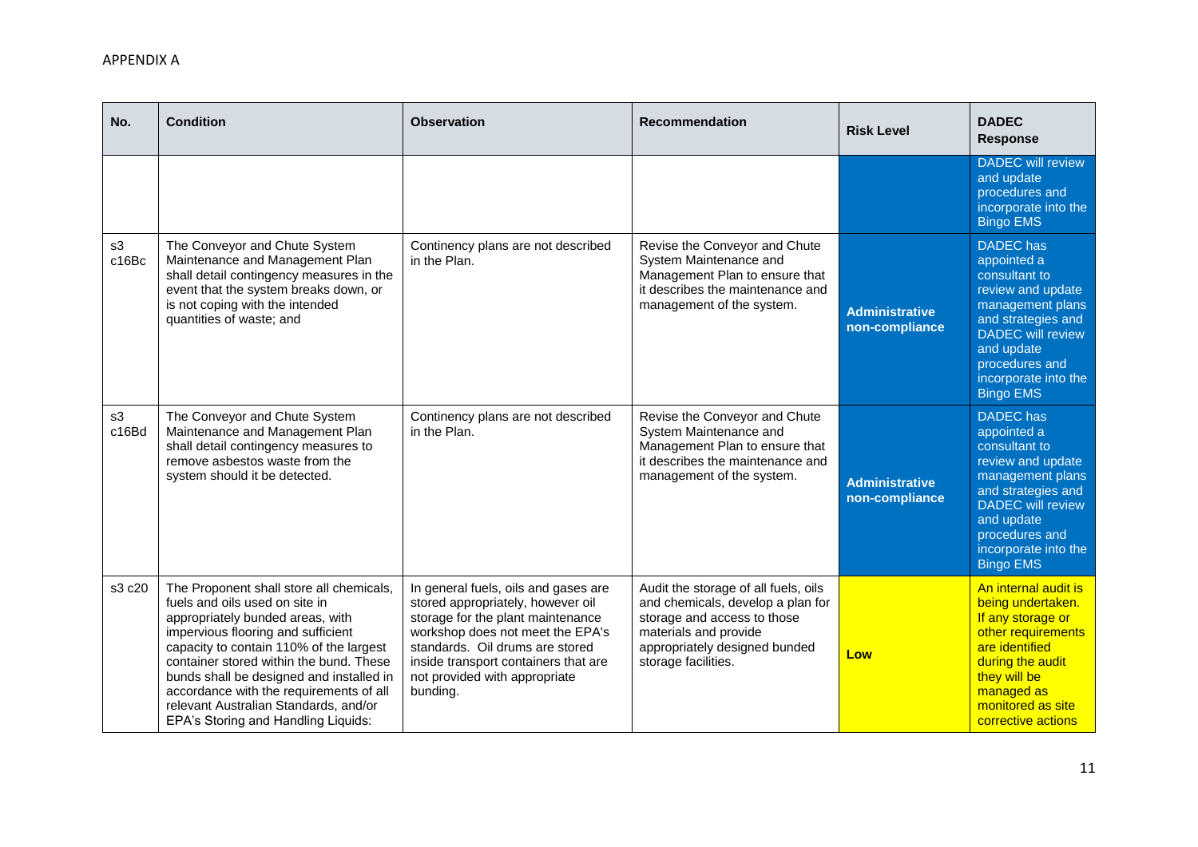APPENDIX A

| No. | Condition | Observation | Recommendation | Risk Level | DADEC Response |
|---|---|---|---|---|---|
| | | | | | DADEC will review and update procedures and incorporate into the Bingo EMS |
| s3 c16Bc | The Conveyor and Chute System Maintenance and Management Plan shall detail contingency measures in the event that the system breaks down, or is not coping with the intended quantities of waste; and | Continency plans are not described in the Plan. | Revise the Conveyor and Chute System Maintenance and Management Plan to ensure that it describes the maintenance and management of the system. | **Administrative non-compliance** | DADEC has appointed a consultant to review and update management plans and strategies and DADEC will review and update procedures and incorporate into the Bingo EMS |
| s3 c16Bd | The Conveyor and Chute System Maintenance and Management Plan shall detail contingency measures to remove asbestos waste from the system should it be detected. | Continency plans are not described in the Plan. | Revise the Conveyor and Chute System Maintenance and Management Plan to ensure that it describes the maintenance and management of the system. | **Administrative non-compliance** | DADEC has appointed a consultant to review and update management plans and strategies and DADEC will review and update procedures and incorporate into the Bingo EMS |
| s3 c20 | The Proponent shall store all chemicals, fuels and oils used on site in appropriately bunded areas, with impervious flooring and sufficient capacity to contain 110% of the largest container stored within the bund. These bunds shall be designed and installed in accordance with the requirements of all relevant Australian Standards, and/or EPA's Storing and Handling Liquids: | In general fuels, oils and gases are stored appropriately, however oil storage for the plant maintenance workshop does not meet the EPA's standards. Oil drums are stored inside transport containers that are not provided with appropriate bunding. | Audit the storage of all fuels, oils and chemicals, develop a plan for storage and access to those materials and provide appropriately designed bunded storage facilities. | **Low** | An internal audit is being undertaken. If any storage or other requirements are identified during the audit they will be managed as monitored as site corrective actions |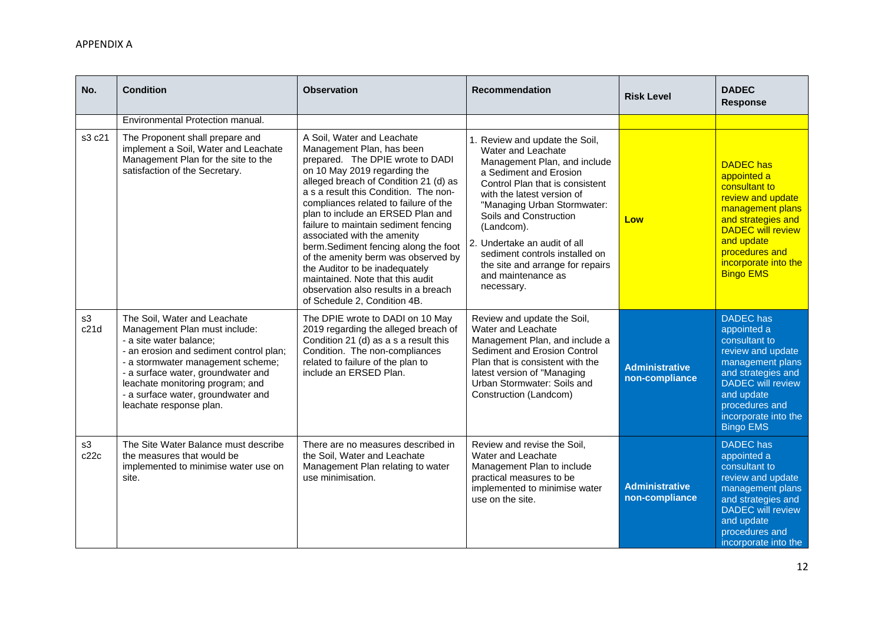APPENDIX A

| No. | Condition | Observation | Recommendation | Risk Level | DADEC Response |
|---|---|---|---|---|---|
| | Environmental Protection manual. | | | | |
| s3 c21 | The Proponent shall prepare and implement a Soil, Water and Leachate Management Plan for the site to the satisfaction of the Secretary. | A Soil, Water and Leachate Management Plan, has been prepared. The DPIE wrote to DADI on 10 May 2019 regarding the alleged breach of Condition 21 (d) as a s a result this Condition. The non-compliances related to failure of the plan to include an ERSED Plan and failure to maintain sediment fencing associated with the amenity berm.Sediment fencing along the foot of the amenity berm was observed by the Auditor to be inadequately maintained. Note that this audit observation also results in a breach of Schedule 2, Condition 4B. | 1. Review and update the Soil, Water and Leachate Management Plan, and include a Sediment and Erosion Control Plan that is consistent with the latest version of "Managing Urban Stormwater: Soils and Construction (Landcom).<br>2. Undertake an audit of all sediment controls installed on the site and arrange for repairs and maintenance as necessary. | Low | DADEC has appointed a consultant to review and update management plans and strategies and DADEC will review and update procedures and incorporate into the Bingo EMS |
| s3 c21d | The Soil, Water and Leachate Management Plan must include:<br>- a site water balance;<br>- an erosion and sediment control plan;<br>- a stormwater management scheme;<br>- a surface water, groundwater and leachate monitoring program; and<br>- a surface water, groundwater and leachate response plan. | The DPIE wrote to DADI on 10 May 2019 regarding the alleged breach of Condition 21 (d) as a s a result this Condition. The non-compliances related to failure of the plan to include an ERSED Plan. | Review and update the Soil, Water and Leachate Management Plan, and include a Sediment and Erosion Control Plan that is consistent with the latest version of "Managing Urban Stormwater: Soils and Construction (Landcom) | Administrative non-compliance | DADEC has appointed a consultant to review and update management plans and strategies and DADEC will review and update procedures and incorporate into the Bingo EMS |
| s3 c22c | The Site Water Balance must describe the measures that would be implemented to minimise water use on site. | There are no measures described in the Soil, Water and Leachate Management Plan relating to water use minimisation. | Review and revise the Soil, Water and Leachate Management Plan to include practical measures to be implemented to minimise water use on the site. | Administrative non-compliance | DADEC has appointed a consultant to review and update management plans and strategies and DADEC will review and update procedures and incorporate into the |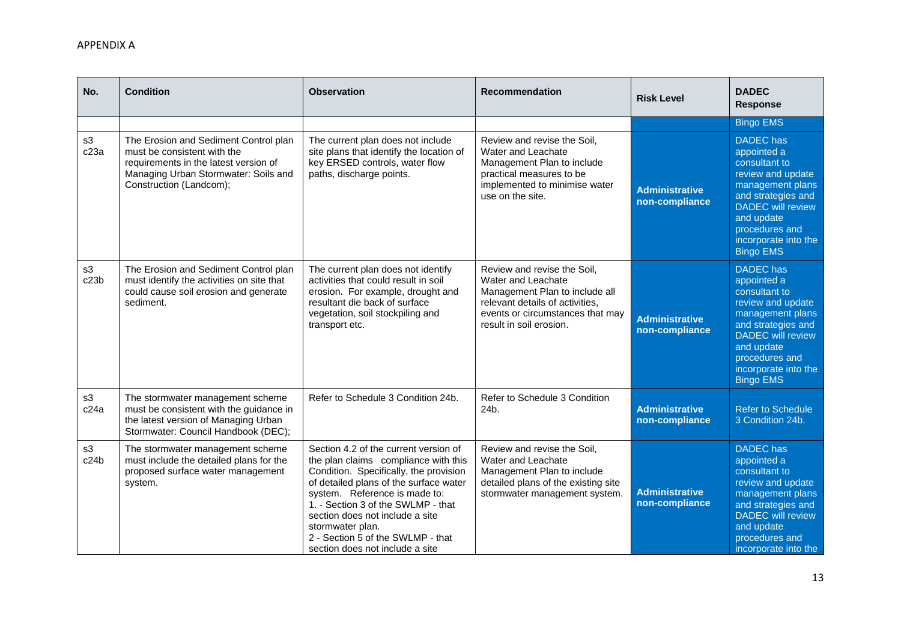APPENDIX A

| No. | Condition | Observation | Recommendation | Risk Level | DADEC Response |
|---|---|---|---|---|---|
| | | | | | Bingo EMS |
| s3 c23a | The Erosion and Sediment Control plan must be consistent with the requirements in the latest version of Managing Urban Stormwater: Soils and Construction (Landcom); | The current plan does not include site plans that identify the location of key ERSED controls, water flow paths, discharge points. | Review and revise the Soil, Water and Leachate Management Plan to include practical measures to be implemented to minimise water use on the site. | **Administrative non-compliance** | DADEC has appointed a consultant to review and update management plans and strategies and DADEC will review and update procedures and incorporate into the Bingo EMS |
| s3 c23b | The Erosion and Sediment Control plan must identify the activities on site that could cause soil erosion and generate sediment. | The current plan does not identify activities that could result in soil erosion. For example, drought and resultant die back of surface vegetation, soil stockpiling and transport etc. | Review and revise the Soil, Water and Leachate Management Plan to include all relevant details of activities, events or circumstances that may result in soil erosion. | **Administrative non-compliance** | DADEC has appointed a consultant to review and update management plans and strategies and DADEC will review and update procedures and incorporate into the Bingo EMS |
| s3 c24a | The stormwater management scheme must be consistent with the guidance in the latest version of Managing Urban Stormwater: Council Handbook (DEC); | Refer to Schedule 3 Condition 24b. | Refer to Schedule 3 Condition 24b. | **Administrative non-compliance** | Refer to Schedule 3 Condition 24b. |
| s3 c24b | The stormwater management scheme must include the detailed plans for the proposed surface water management system. | Section 4.2 of the current version of the plan claims compliance with this Condition. Specifically, the provision of detailed plans of the surface water system. Reference is made to:<br>1. - Section 3 of the SWLMP - that section does not include a site stormwater plan.<br>2 - Section 5 of the SWLMP - that section does not include a site | Review and revise the Soil, Water and Leachate Management Plan to include detailed plans of the existing site stormwater management system. | **Administrative non-compliance** | DADEC has appointed a consultant to review and update management plans and strategies and DADEC will review and update procedures and incorporate into the |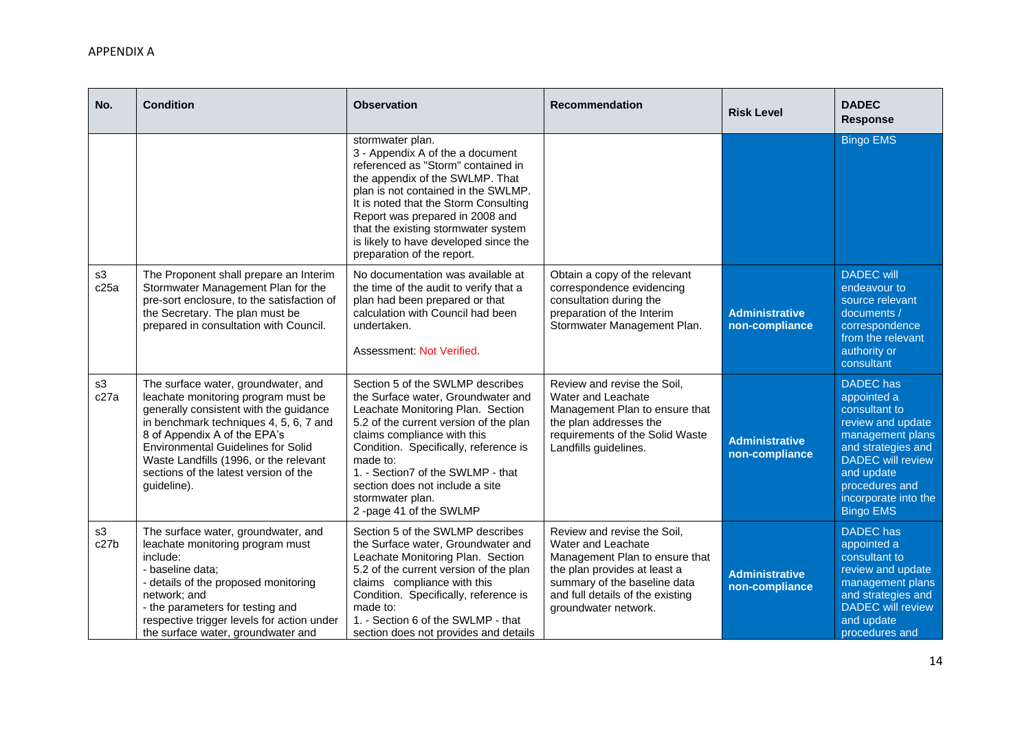APPENDIX A

| No. | Condition | Observation | Recommendation | Risk Level | DADEC Response |
|---|---|---|---|---|---|
| | | stormwater plan.<br>3 - Appendix A of the a document referenced as "Storm" contained in the appendix of the SWLMP. That plan is not contained in the SWLMP. It is noted that the Storm Consulting Report was prepared in 2008 and that the existing stormwater system is likely to have developed since the preparation of the report. | | | Bingo EMS |
| s3 c25a | The Proponent shall prepare an Interim Stormwater Management Plan for the pre-sort enclosure, to the satisfaction of the Secretary. The plan must be prepared in consultation with Council. | No documentation was available at the time of the audit to verify that a plan had been prepared or that calculation with Council had been undertaken.<br><br>Assessment: Not Verified. | Obtain a copy of the relevant correspondence evidencing consultation during the preparation of the Interim Stormwater Management Plan. | **Administrative non-compliance** | DADEC will endeavour to source relevant documents / correspondence from the relevant authority or consultant |
| s3 c27a | The surface water, groundwater, and leachate monitoring program must be generally consistent with the guidance in benchmark techniques 4, 5, 6, 7 and 8 of Appendix A of the EPA's Environmental Guidelines for Solid Waste Landfills (1996, or the relevant sections of the latest version of the guideline). | Section 5 of the SWLMP describes the Surface water, Groundwater and Leachate Monitoring Plan. Section 5.2 of the current version of the plan claims compliance with this Condition. Specifically, reference is made to:<br>1. - Section7 of the SWLMP - that section does not include a site stormwater plan.<br>2 -page 41 of the SWLMP | Review and revise the Soil, Water and Leachate Management Plan to ensure that the plan addresses the requirements of the Solid Waste Landfills guidelines. | **Administrative non-compliance** | DADEC has appointed a consultant to review and update management plans and strategies and DADEC will review and update procedures and incorporate into the Bingo EMS |
| s3 c27b | The surface water, groundwater, and leachate monitoring program must include:<br>- baseline data;<br>- details of the proposed monitoring network; and<br>- the parameters for testing and respective trigger levels for action under the surface water, groundwater and | Section 5 of the SWLMP describes the Surface water, Groundwater and Leachate Monitoring Plan. Section 5.2 of the current version of the plan claims compliance with this Condition. Specifically, reference is made to:<br>1. - Section 6 of the SWLMP - that section does not provides and details | Review and revise the Soil, Water and Leachate Management Plan to ensure that the plan provides at least a summary of the baseline data and full details of the existing groundwater network. | **Administrative non-compliance** | DADEC has appointed a consultant to review and update management plans and strategies and DADEC will review and update procedures and |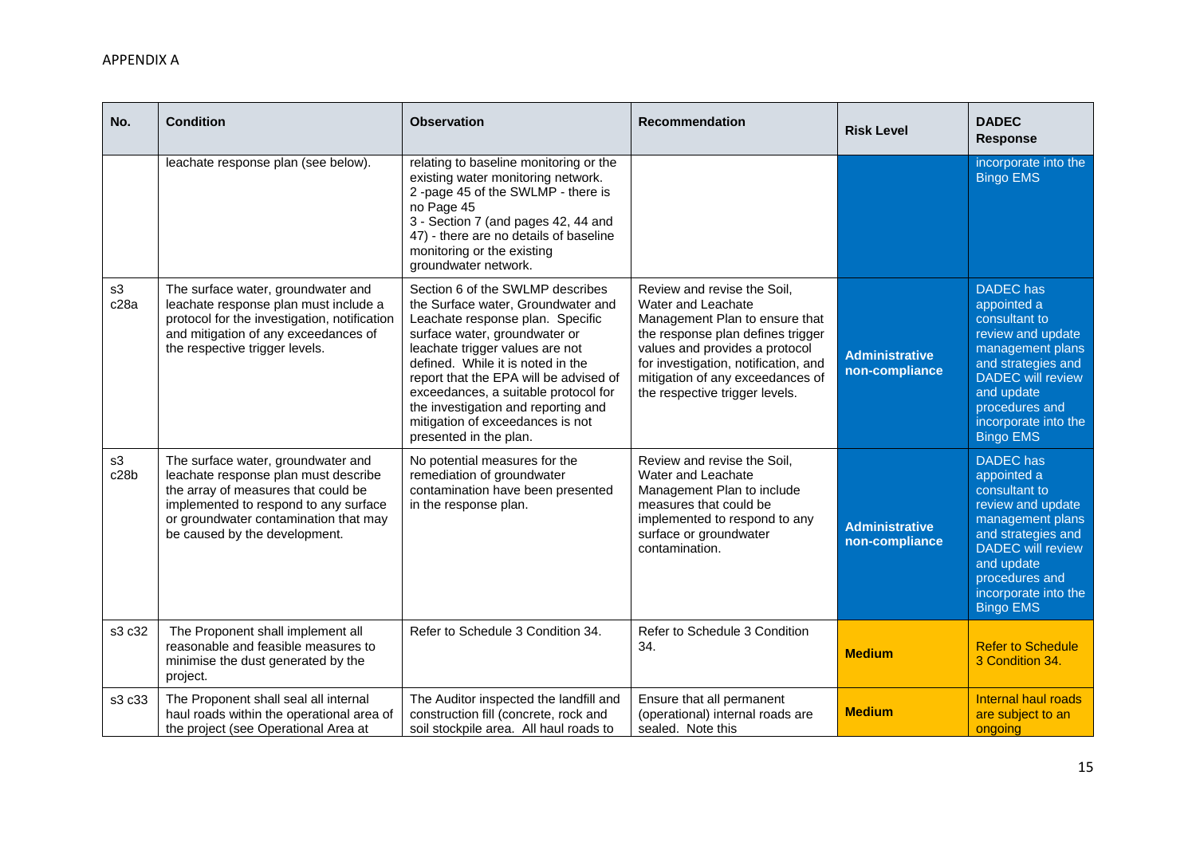APPENDIX A

| No. | Condition | Observation | Recommendation | Risk Level | DADEC Response |
|---|---|---|---|---|---|
| | leachate response plan (see below). | relating to baseline monitoring or the existing water monitoring network.<br>2 -page 45 of the SWLMP - there is no Page 45<br>3 - Section 7 (and pages 42, 44 and 47) - there are no details of baseline monitoring or the existing groundwater network. | | | incorporate into the Bingo EMS |
| s3 c28a | The surface water, groundwater and leachate response plan must include a protocol for the investigation, notification and mitigation of any exceedances of the respective trigger levels. | Section 6 of the SWLMP describes the Surface water, Groundwater and Leachate response plan. Specific surface water, groundwater or leachate trigger values are not defined. While it is noted in the report that the EPA will be advised of exceedances, a suitable protocol for the investigation and reporting and mitigation of exceedances is not presented in the plan. | Review and revise the Soil, Water and Leachate Management Plan to ensure that the response plan defines trigger values and provides a protocol for investigation, notification, and mitigation of any exceedances of the respective trigger levels. | **Administrative non-compliance** | DADEC has appointed a consultant to review and update management plans and strategies and DADEC will review and update procedures and incorporate into the Bingo EMS |
| s3 c28b | The surface water, groundwater and leachate response plan must describe the array of measures that could be implemented to respond to any surface or groundwater contamination that may be caused by the development. | No potential measures for the remediation of groundwater contamination have been presented in the response plan. | Review and revise the Soil, Water and Leachate Management Plan to include measures that could be implemented to respond to any surface or groundwater contamination. | **Administrative non-compliance** | DADEC has appointed a consultant to review and update management plans and strategies and DADEC will review and update procedures and incorporate into the Bingo EMS |
| s3 c32 | The Proponent shall implement all reasonable and feasible measures to minimise the dust generated by the project. | Refer to Schedule 3 Condition 34. | Refer to Schedule 3 Condition 34. | **Medium** | Refer to Schedule 3 Condition 34. |
| s3 c33 | The Proponent shall seal all internal haul roads within the operational area of the project (see Operational Area at | The Auditor inspected the landfill and construction fill (concrete, rock and soil stockpile area. All haul roads to | Ensure that all permanent (operational) internal roads are sealed. Note this | **Medium** | Internal haul roads are subject to an ongoing |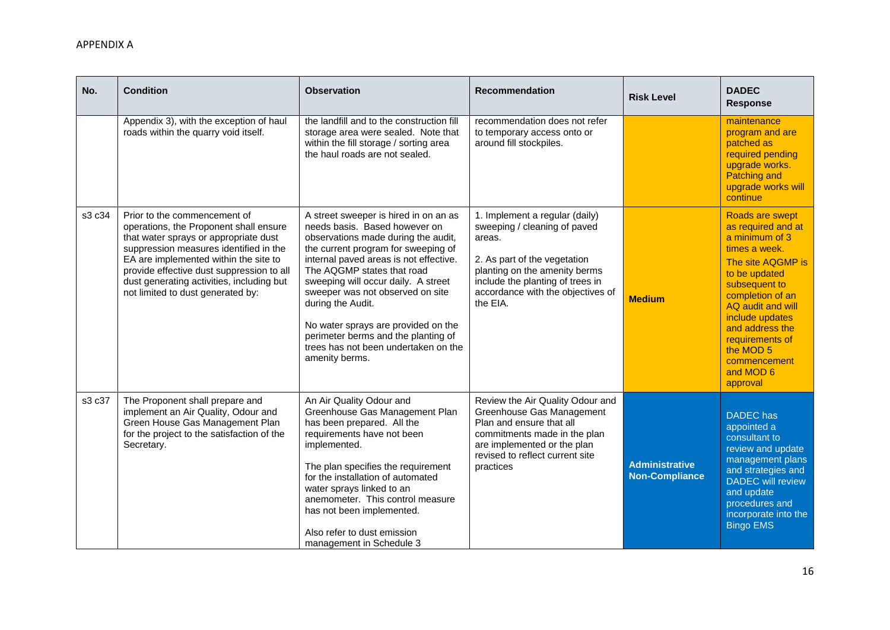APPENDIX A

| No. | Condition | Observation | Recommendation | Risk Level | DADEC Response |
|---|---|---|---|---|---|
| | Appendix 3), with the exception of haul roads within the quarry void itself. | the landfill and to the construction fill storage area were sealed. Note that within the fill storage / sorting area the haul roads are not sealed. | recommendation does not refer to temporary access onto or around fill stockpiles. | | maintenance program and are patched as required pending upgrade works. Patching and upgrade works will continue |
| s3 c34 | Prior to the commencement of operations, the Proponent shall ensure that water sprays or appropriate dust suppression measures identified in the EA are implemented within the site to provide effective dust suppression to all dust generating activities, including but not limited to dust generated by: | A street sweeper is hired in on an as needs basis. Based however on observations made during the audit, the current program for sweeping of internal paved areas is not effective. The AQGMP states that road sweeping will occur daily. A street sweeper was not observed on site during the Audit.<br><br>No water sprays are provided on the perimeter berms and the planting of trees has not been undertaken on the amenity berms. | 1. Implement a regular (daily) sweeping / cleaning of paved areas.<br><br>2. As part of the vegetation planting on the amenity berms include the planting of trees in accordance with the objectives of the EIA. | **Medium** | Roads are swept as required and at a minimum of 3 times a week.<br>The site AQGMP is to be updated subsequent to completion of an AQ audit and will include updates and address the requirements of the MOD 5 commencement and MOD 6 approval |
| s3 c37 | The Proponent shall prepare and implement an Air Quality, Odour and Green House Gas Management Plan for the project to the satisfaction of the Secretary. | An Air Quality Odour and Greenhouse Gas Management Plan has been prepared. All the requirements have not been implemented.<br><br>The plan specifies the requirement for the installation of automated water sprays linked to an anemometer. This control measure has not been implemented.<br><br>Also refer to dust emission management in Schedule 3 | Review the Air Quality Odour and Greenhouse Gas Management Plan and ensure that all commitments made in the plan are implemented or the plan revised to reflect current site practices | **Administrative Non-Compliance** | DADEC has appointed a consultant to review and update management plans and strategies and DADEC will review and update procedures and incorporate into the Bingo EMS |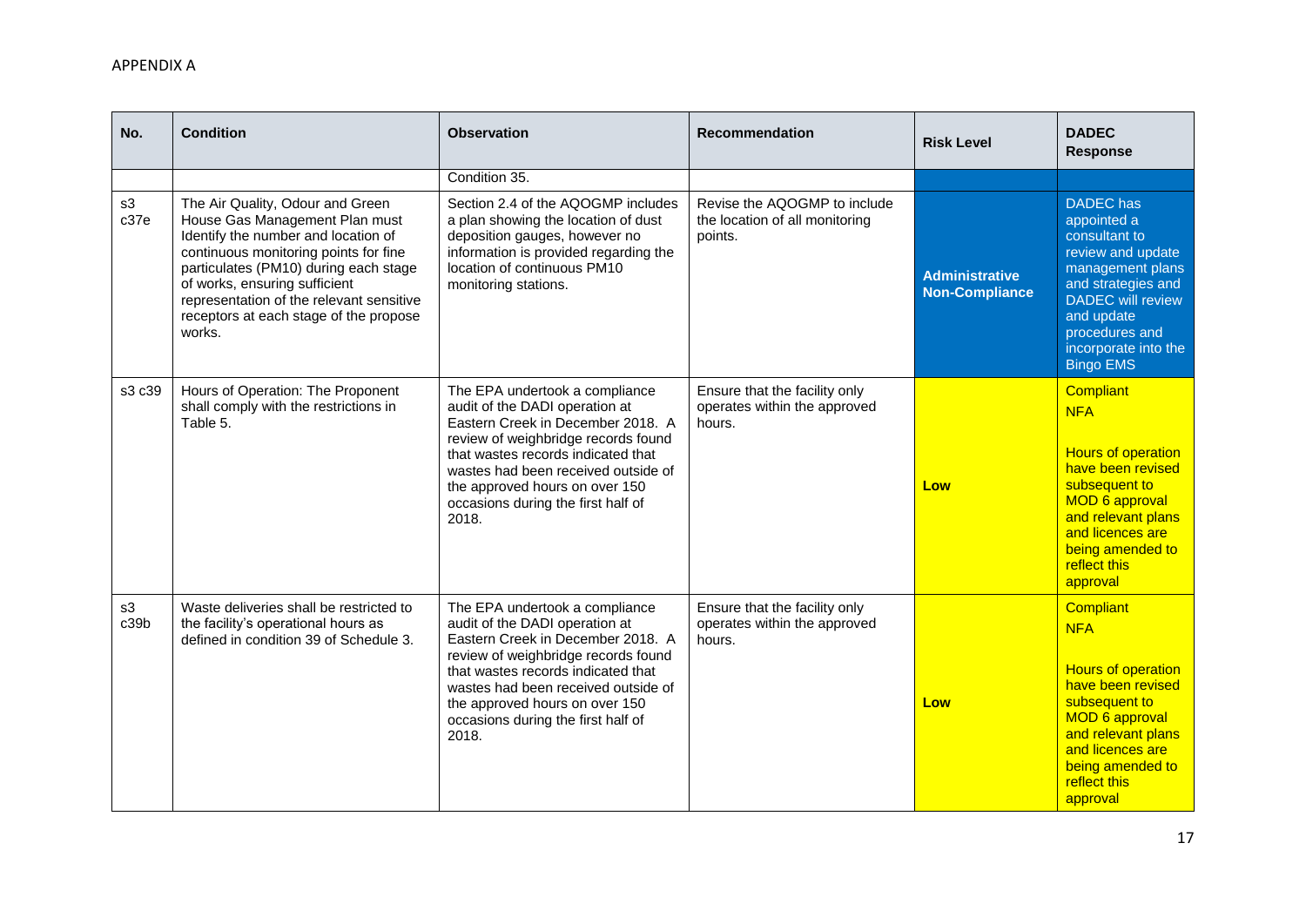APPENDIX A

| No. | Condition | Observation | Recommendation | Risk Level | DADEC Response |
|---|---|---|---|---|---|
| | | Condition 35. | | | |
| s3 c37e | The Air Quality, Odour and Green House Gas Management Plan must Identify the number and location of continuous monitoring points for fine particulates (PM10) during each stage of works, ensuring sufficient representation of the relevant sensitive receptors at each stage of the propose works. | Section 2.4 of the AQOGMP includes a plan showing the location of dust deposition gauges, however no information is provided regarding the location of continuous PM10 monitoring stations. | Revise the AQOGMP to include the location of all monitoring points. | **Administrative Non-Compliance** | DADEC has appointed a consultant to review and update management plans and strategies and DADEC will review and update procedures and incorporate into the Bingo EMS |
| s3 c39 | Hours of Operation: The Proponent shall comply with the restrictions in Table 5. | The EPA undertook a compliance audit of the DADI operation at Eastern Creek in December 2018. A review of weighbridge records found that wastes records indicated that wastes had been received outside of the approved hours on over 150 occasions during the first half of 2018. | Ensure that the facility only operates within the approved hours. | **Low** | Compliant<br>NFA<br><br>Hours of operation have been revised subsequent to MOD 6 approval and relevant plans and licences are being amended to reflect this approval |
| s3 c39b | Waste deliveries shall be restricted to the facility's operational hours as defined in condition 39 of Schedule 3. | The EPA undertook a compliance audit of the DADI operation at Eastern Creek in December 2018. A review of weighbridge records found that wastes records indicated that wastes had been received outside of the approved hours on over 150 occasions during the first half of 2018. | Ensure that the facility only operates within the approved hours. | **Low** | Compliant<br>NFA<br><br>Hours of operation have been revised subsequent to MOD 6 approval and relevant plans and licences are being amended to reflect this approval |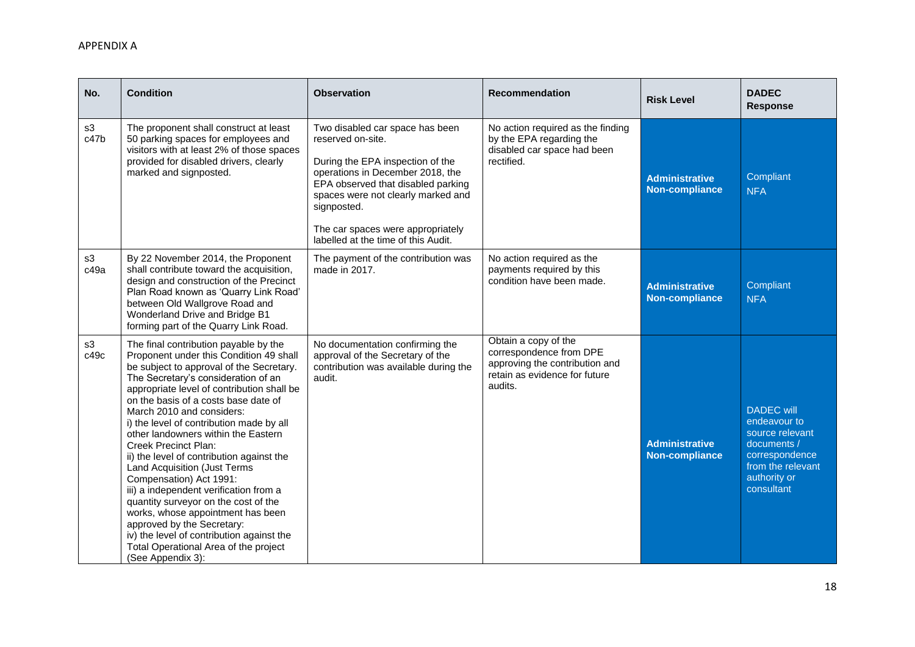APPENDIX A

| No. | Condition | Observation | Recommendation | Risk Level | DADEC Response |
|---|---|---|---|---|---|
| s3 c47b | The proponent shall construct at least 50 parking spaces for employees and visitors with at least 2% of those spaces provided for disabled drivers, clearly marked and signposted. | Two disabled car space has been reserved on-site.<br><br>During the EPA inspection of the operations in December 2018, the EPA observed that disabled parking spaces were not clearly marked and signposted.<br><br>The car spaces were appropriately labelled at the time of this Audit. | No action required as the finding by the EPA regarding the disabled car space had been rectified. | **Administrative Non-compliance** | Compliant<br>NFA |
| s3 c49a | By 22 November 2014, the Proponent shall contribute toward the acquisition, design and construction of the Precinct Plan Road known as 'Quarry Link Road' between Old Wallgrove Road and Wonderland Drive and Bridge B1 forming part of the Quarry Link Road. | The payment of the contribution was made in 2017. | No action required as the payments required by this condition have been made. | **Administrative Non-compliance** | Compliant<br>NFA |
| s3 c49c | The final contribution payable by the Proponent under this Condition 49 shall be subject to approval of the Secretary. The Secretary's consideration of an appropriate level of contribution shall be on the basis of a costs base date of March 2010 and considers:<br>i) the level of contribution made by all other landowners within the Eastern Creek Precinct Plan:<br>ii) the level of contribution against the Land Acquisition (Just Terms Compensation) Act 1991:<br>iii) a independent verification from a quantity surveyor on the cost of the works, whose appointment has been approved by the Secretary:<br>iv) the level of contribution against the Total Operational Area of the project (See Appendix 3): | No documentation confirming the approval of the Secretary of the contribution was available during the audit. | Obtain a copy of the correspondence from DPE approving the contribution and retain as evidence for future audits. | **Administrative Non-compliance** | DADEC will endeavour to source relevant documents / correspondence from the relevant authority or consultant |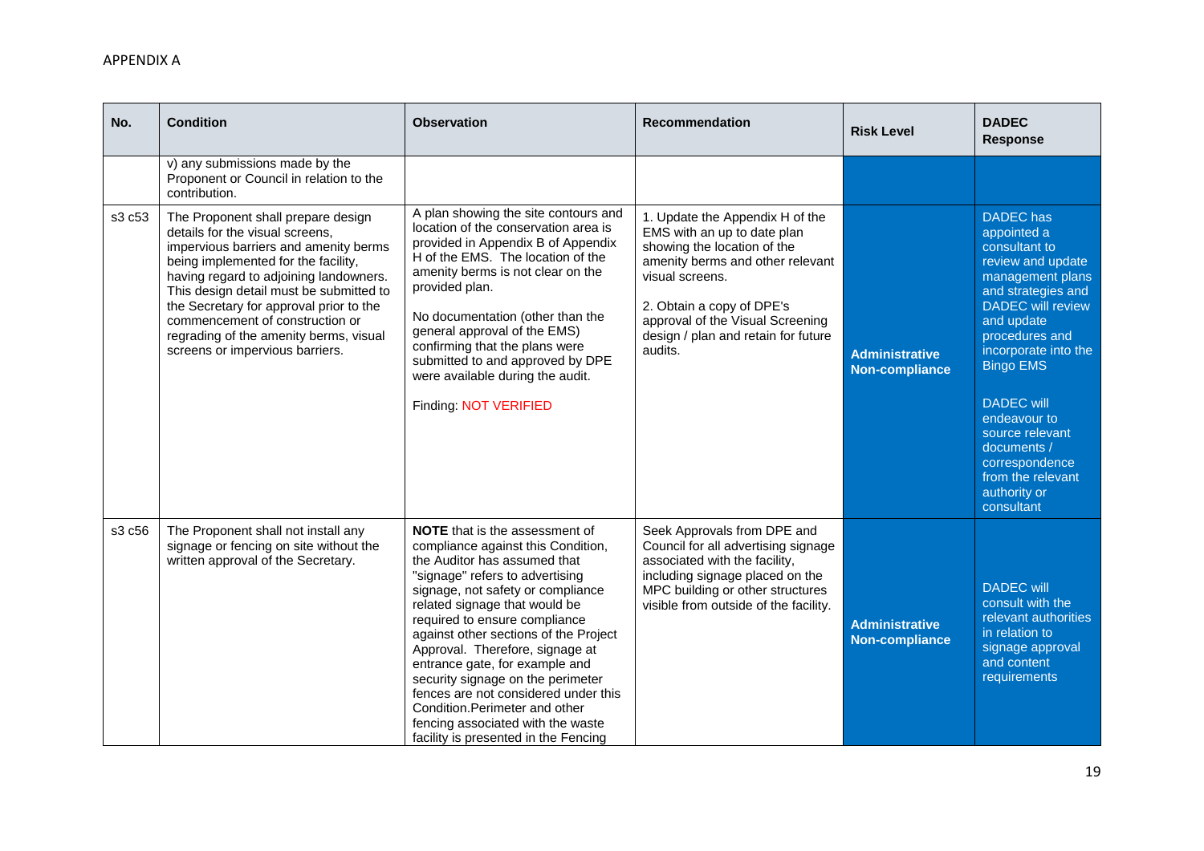APPENDIX A

| No. | Condition | Observation | Recommendation | Risk Level | DADEC Response |
|---|---|---|---|---|---|
| | v) any submissions made by the Proponent or Council in relation to the contribution. | | | | |
| s3 c53 | The Proponent shall prepare design details for the visual screens, impervious barriers and amenity berms being implemented for the facility, having regard to adjoining landowners. This design detail must be submitted to the Secretary for approval prior to the commencement of construction or regrading of the amenity berms, visual screens or impervious barriers. | A plan showing the site contours and location of the conservation area is provided in Appendix B of Appendix H of the EMS. The location of the amenity berms is not clear on the provided plan.<br><br>No documentation (other than the general approval of the EMS) confirming that the plans were submitted to and approved by DPE were available during the audit.<br><br>Finding: NOT VERIFIED | 1. Update the Appendix H of the EMS with an up to date plan showing the location of the amenity berms and other relevant visual screens.<br><br>2. Obtain a copy of DPE's approval of the Visual Screening design / plan and retain for future audits. | **Administrative Non-compliance** | DADEC has appointed a consultant to review and update management plans and strategies and DADEC will review and update procedures and incorporate into the Bingo EMS<br><br>DADEC will endeavour to source relevant documents / correspondence from the relevant authority or consultant |
| s3 c56 | The Proponent shall not install any signage or fencing on site without the written approval of the Secretary. | **NOTE** that is the assessment of compliance against this Condition, the Auditor has assumed that "signage" refers to advertising signage, not safety or compliance related signage that would be required to ensure compliance against other sections of the Project Approval. Therefore, signage at entrance gate, for example and security signage on the perimeter fences are not considered under this Condition.Perimeter and other fencing associated with the waste facility is presented in the Fencing | Seek Approvals from DPE and Council for all advertising signage associated with the facility, including signage placed on the MPC building or other structures visible from outside of the facility. | **Administrative Non-compliance** | DADEC will consult with the relevant authorities in relation to signage approval and content requirements |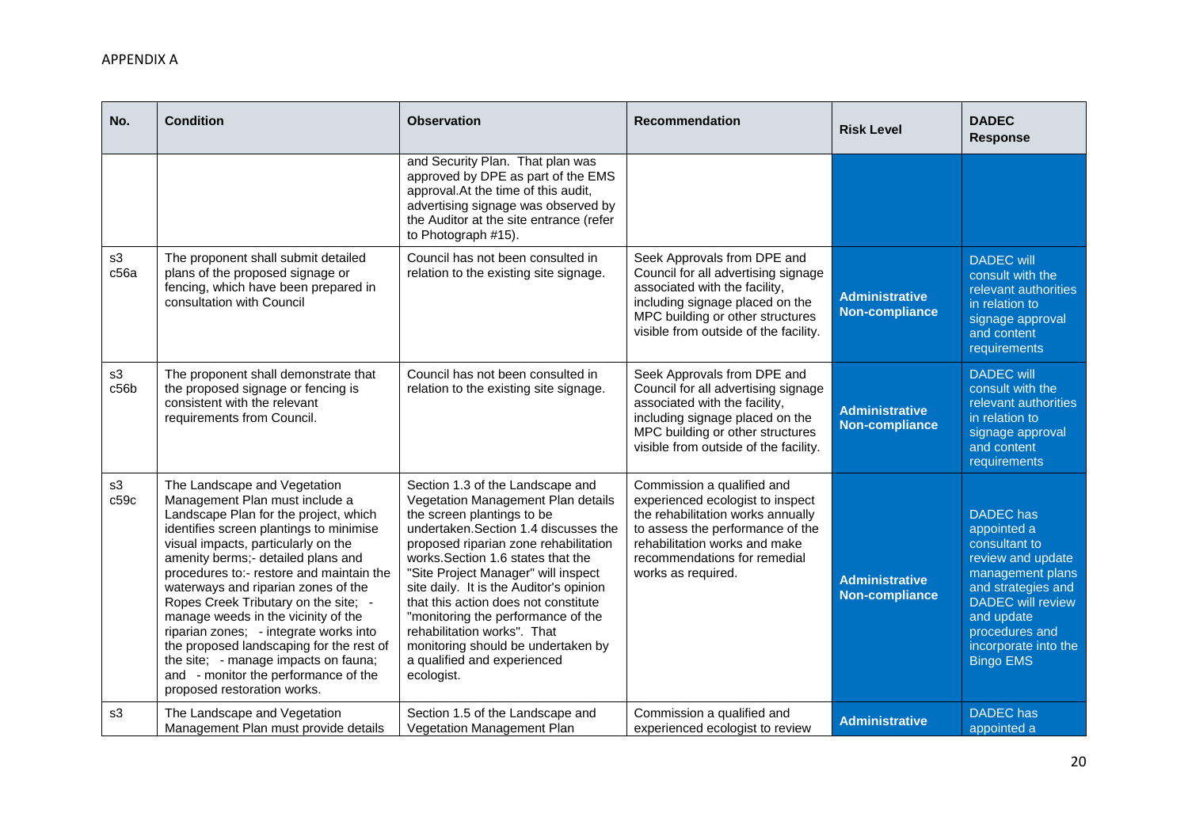APPENDIX A

| No. | Condition | Observation | Recommendation | Risk Level | DADEC Response |
|---|---|---|---|---|---|
| | | and Security Plan. That plan was approved by DPE as part of the EMS approval.At the time of this audit, advertising signage was observed by the Auditor at the site entrance (refer to Photograph #15). | | | |
| s3 c56a | The proponent shall submit detailed plans of the proposed signage or fencing, which have been prepared in consultation with Council | Council has not been consulted in relation to the existing site signage. | Seek Approvals from DPE and Council for all advertising signage associated with the facility, including signage placed on the MPC building or other structures visible from outside of the facility. | **Administrative Non-compliance** | DADEC will consult with the relevant authorities in relation to signage approval and content requirements |
| s3 c56b | The proponent shall demonstrate that the proposed signage or fencing is consistent with the relevant requirements from Council. | Council has not been consulted in relation to the existing site signage. | Seek Approvals from DPE and Council for all advertising signage associated with the facility, including signage placed on the MPC building or other structures visible from outside of the facility. | **Administrative Non-compliance** | DADEC will consult with the relevant authorities in relation to signage approval and content requirements |
| s3 c59c | The Landscape and Vegetation Management Plan must include a Landscape Plan for the project, which identifies screen plantings to minimise visual impacts, particularly on the amenity berms;- detailed plans and procedures to:- restore and maintain the waterways and riparian zones of the Ropes Creek Tributary on the site; - manage weeds in the vicinity of the riparian zones; - integrate works into the proposed landscaping for the rest of the site; - manage impacts on fauna; and - monitor the performance of the proposed restoration works. | Section 1.3 of the Landscape and Vegetation Management Plan details the screen plantings to be undertaken.Section 1.4 discusses the proposed riparian zone rehabilitation works.Section 1.6 states that the "Site Project Manager" will inspect site daily. It is the Auditor's opinion that this action does not constitute "monitoring the performance of the rehabilitation works". That monitoring should be undertaken by a qualified and experienced ecologist. | Commission a qualified and experienced ecologist to inspect the rehabilitation works annually to assess the performance of the rehabilitation works and make recommendations for remedial works as required. | **Administrative Non-compliance** | DADEC has appointed a consultant to review and update management plans and strategies and DADEC will review and update procedures and incorporate into the Bingo EMS |
| s3 | The Landscape and Vegetation Management Plan must provide details | Section 1.5 of the Landscape and Vegetation Management Plan | Commission a qualified and experienced ecologist to review | **Administrative** | DADEC has appointed a |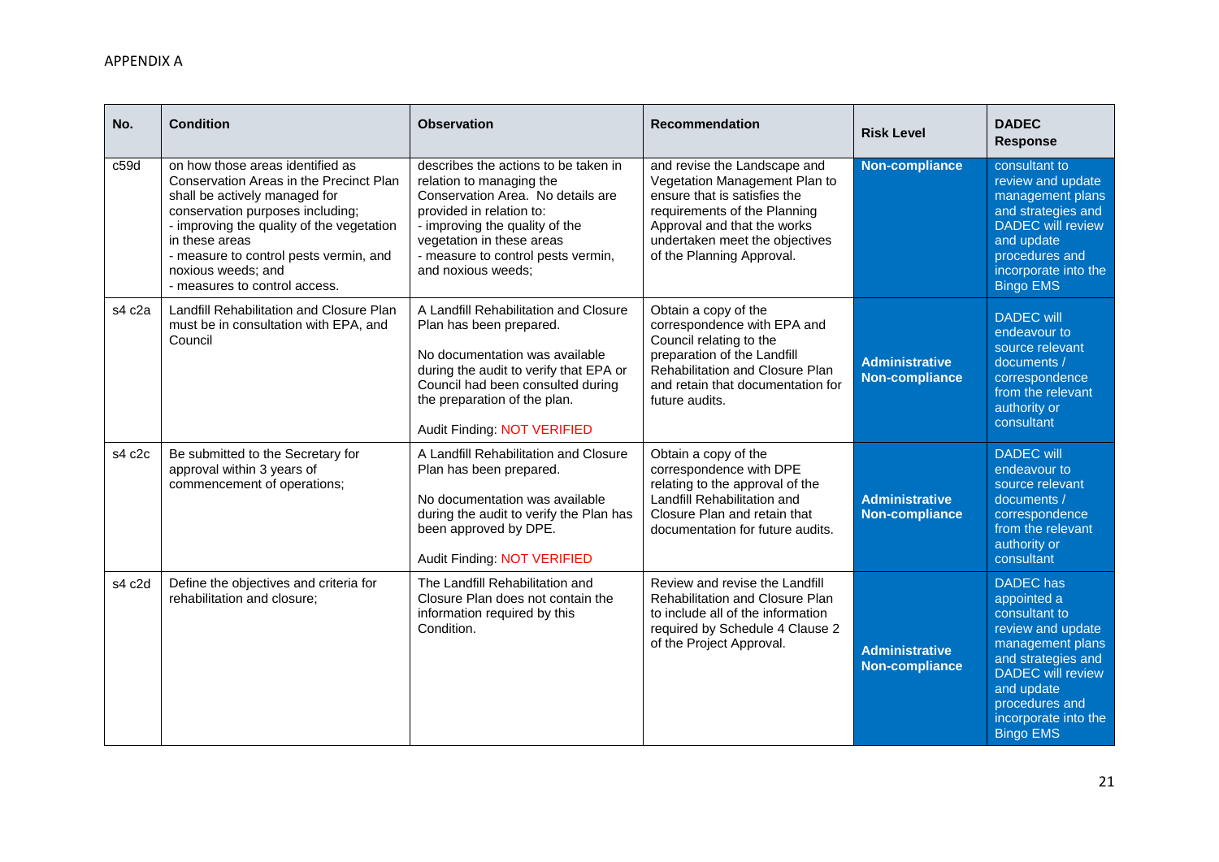APPENDIX A

| No. | Condition | Observation | Recommendation | Risk Level | DADEC Response |
|---|---|---|---|---|---|
| c59d | on how those areas identified as Conservation Areas in the Precinct Plan shall be actively managed for conservation purposes including;<br>- improving the quality of the vegetation in these areas<br>- measure to control pests vermin, and noxious weeds; and<br>- measures to control access. | describes the actions to be taken in relation to managing the Conservation Area. No details are provided in relation to:<br>- improving the quality of the vegetation in these areas<br>- measure to control pests vermin, and noxious weeds; | and revise the Landscape and Vegetation Management Plan to ensure that is satisfies the requirements of the Planning Approval and that the works undertaken meet the objectives of the Planning Approval. | **Non-compliance** | consultant to review and update management plans and strategies and DADEC will review and update procedures and incorporate into the Bingo EMS |
| s4 c2a | Landfill Rehabilitation and Closure Plan must be in consultation with EPA, and Council | A Landfill Rehabilitation and Closure Plan has been prepared.<br><br>No documentation was available during the audit to verify that EPA or Council had been consulted during the preparation of the plan.<br><br>Audit Finding: NOT VERIFIED | Obtain a copy of the correspondence with EPA and Council relating to the preparation of the Landfill Rehabilitation and Closure Plan and retain that documentation for future audits. | **Administrative Non-compliance** | DADEC will endeavour to source relevant documents / correspondence from the relevant authority or consultant |
| s4 c2c | Be submitted to the Secretary for approval within 3 years of commencement of operations; | A Landfill Rehabilitation and Closure Plan has been prepared.<br><br>No documentation was available during the audit to verify the Plan has been approved by DPE.<br><br>Audit Finding: NOT VERIFIED | Obtain a copy of the correspondence with DPE relating to the approval of the Landfill Rehabilitation and Closure Plan and retain that documentation for future audits. | **Administrative Non-compliance** | DADEC will endeavour to source relevant documents / correspondence from the relevant authority or consultant |
| s4 c2d | Define the objectives and criteria for rehabilitation and closure; | The Landfill Rehabilitation and Closure Plan does not contain the information required by this Condition. | Review and revise the Landfill Rehabilitation and Closure Plan to include all of the information required by Schedule 4 Clause 2 of the Project Approval. | **Administrative Non-compliance** | DADEC has appointed a consultant to review and update management plans and strategies and DADEC will review and update procedures and incorporate into the Bingo EMS |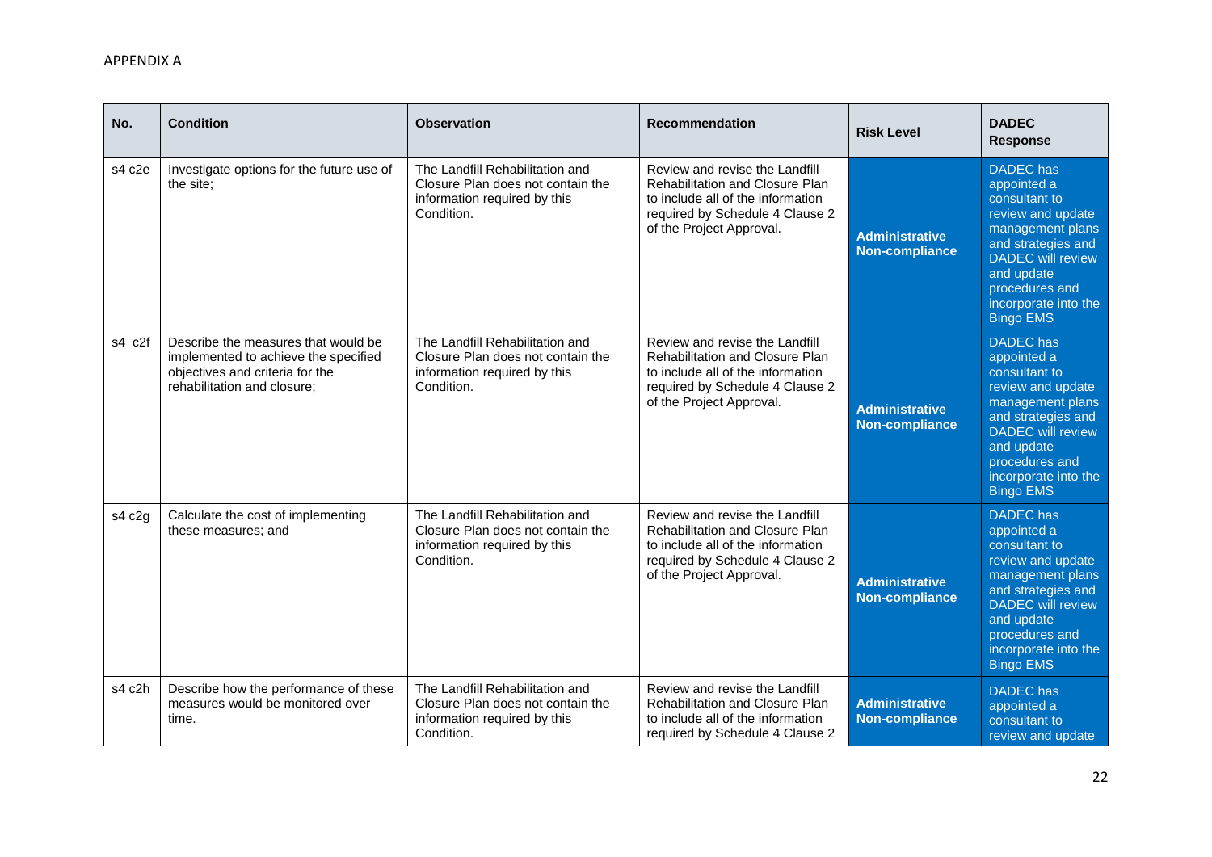APPENDIX A

| No. | Condition | Observation | Recommendation | Risk Level | DADEC Response |
|---|---|---|---|---|---|
| s4 c2e | Investigate options for the future use of the site; | The Landfill Rehabilitation and Closure Plan does not contain the information required by this Condition. | Review and revise the Landfill Rehabilitation and Closure Plan to include all of the information required by Schedule 4 Clause 2 of the Project Approval. | **Administrative Non-compliance** | DADEC has appointed a consultant to review and update management plans and strategies and DADEC will review and update procedures and incorporate into the Bingo EMS |
| s4 c2f | Describe the measures that would be implemented to achieve the specified objectives and criteria for the rehabilitation and closure; | The Landfill Rehabilitation and Closure Plan does not contain the information required by this Condition. | Review and revise the Landfill Rehabilitation and Closure Plan to include all of the information required by Schedule 4 Clause 2 of the Project Approval. | **Administrative Non-compliance** | DADEC has appointed a consultant to review and update management plans and strategies and DADEC will review and update procedures and incorporate into the Bingo EMS |
| s4 c2g | Calculate the cost of implementing these measures; and | The Landfill Rehabilitation and Closure Plan does not contain the information required by this Condition. | Review and revise the Landfill Rehabilitation and Closure Plan to include all of the information required by Schedule 4 Clause 2 of the Project Approval. | **Administrative Non-compliance** | DADEC has appointed a consultant to review and update management plans and strategies and DADEC will review and update procedures and incorporate into the Bingo EMS |
| s4 c2h | Describe how the performance of these measures would be monitored over time. | The Landfill Rehabilitation and Closure Plan does not contain the information required by this Condition. | Review and revise the Landfill Rehabilitation and Closure Plan to include all of the information required by Schedule 4 Clause 2 | **Administrative Non-compliance** | DADEC has appointed a consultant to review and update |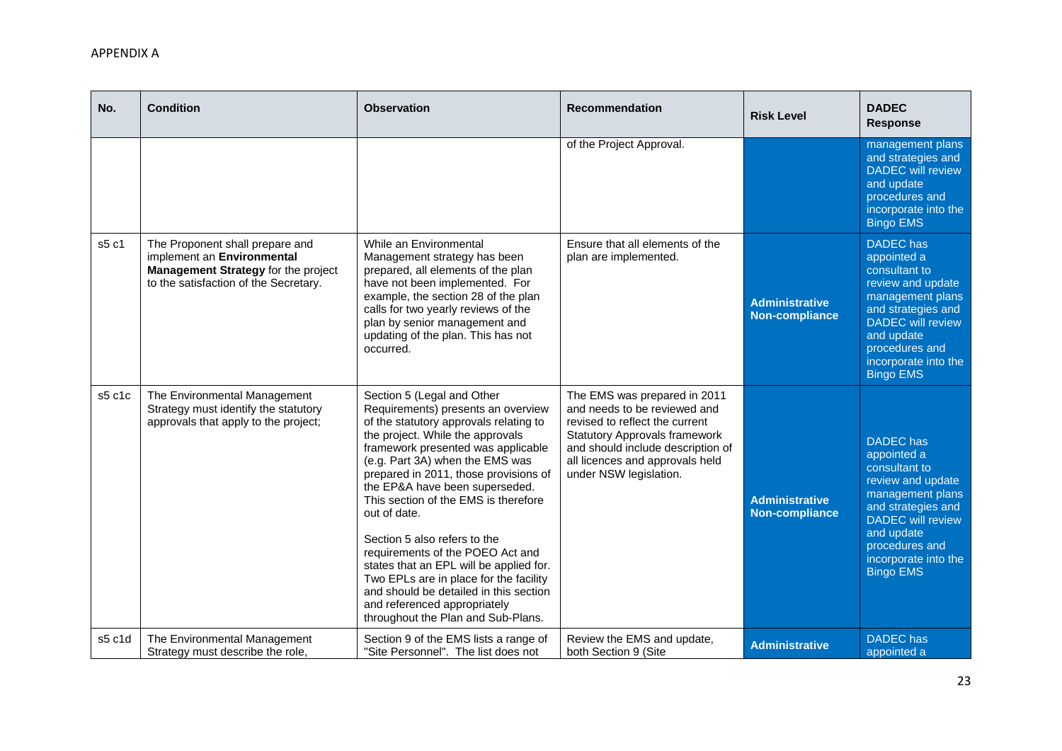APPENDIX A

| No. | Condition | Observation | Recommendation | Risk Level | DADEC Response |
|---|---|---|---|---|---|
| | | | of the Project Approval. | | management plans and strategies and DADEC will review and update procedures and incorporate into the Bingo EMS |
| s5 c1 | The Proponent shall prepare and implement an **Environmental Management Strategy** for the project to the satisfaction of the Secretary. | While an Environmental Management strategy has been prepared, all elements of the plan have not been implemented. For example, the section 28 of the plan calls for two yearly reviews of the plan by senior management and updating of the plan. This has not occurred. | Ensure that all elements of the plan are implemented. | **Administrative Non-compliance** | DADEC has appointed a consultant to review and update management plans and strategies and DADEC will review and update procedures and incorporate into the Bingo EMS |
| s5 c1c | The Environmental Management Strategy must identify the statutory approvals that apply to the project; | Section 5 (Legal and Other Requirements) presents an overview of the statutory approvals relating to the project. While the approvals framework presented was applicable (e.g. Part 3A) when the EMS was prepared in 2011, those provisions of the EP&A have been superseded. This section of the EMS is therefore out of date.<br><br>Section 5 also refers to the requirements of the POEO Act and states that an EPL will be applied for. Two EPLs are in place for the facility and should be detailed in this section and referenced appropriately throughout the Plan and Sub-Plans. | The EMS was prepared in 2011 and needs to be reviewed and revised to reflect the current Statutory Approvals framework and should include description of all licences and approvals held under NSW legislation. | **Administrative Non-compliance** | DADEC has appointed a consultant to review and update management plans and strategies and DADEC will review and update procedures and incorporate into the Bingo EMS |
| s5 c1d | The Environmental Management Strategy must describe the role, | Section 9 of the EMS lists a range of "Site Personnel". The list does not | Review the EMS and update, both Section 9 (Site | **Administrative** | DADEC has appointed a |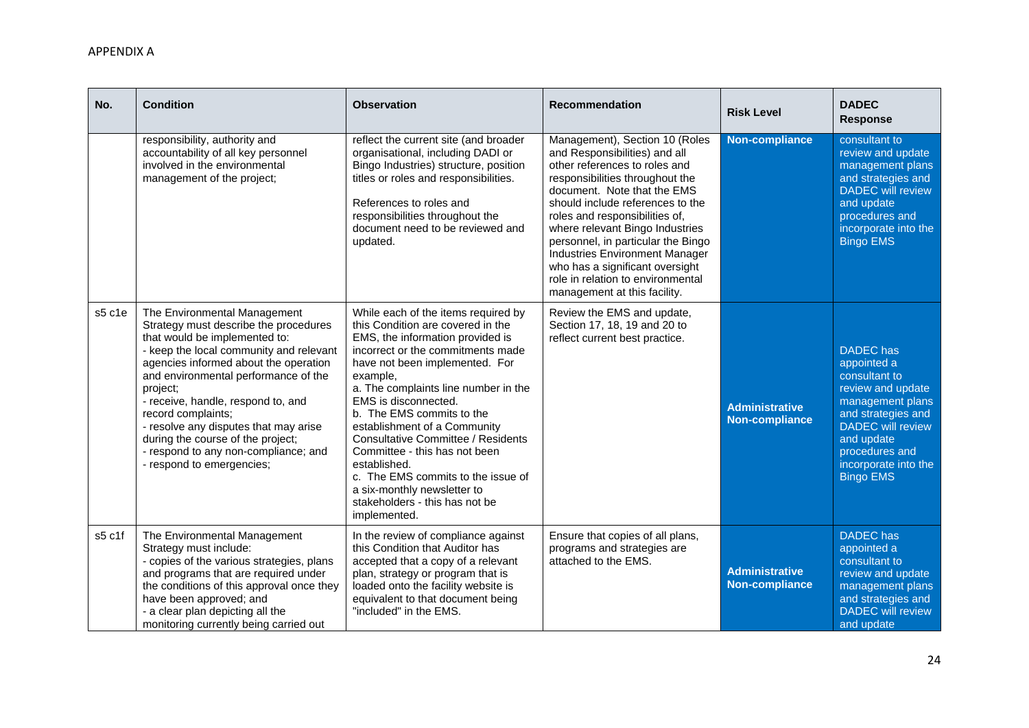APPENDIX A

| No. | Condition | Observation | Recommendation | Risk Level | DADEC Response |
|---|---|---|---|---|---|
| | responsibility, authority and accountability of all key personnel involved in the environmental management of the project; | reflect the current site (and broader organisational, including DADI or Bingo Industries) structure, position titles or roles and responsibilities.<br><br>References to roles and responsibilities throughout the document need to be reviewed and updated. | Management), Section 10 (Roles and Responsibilities) and all other references to roles and responsibilities throughout the document. Note that the EMS should include references to the roles and responsibilities of, where relevant Bingo Industries personnel, in particular the Bingo Industries Environment Manager who has a significant oversight role in relation to environmental management at this facility. | **Non-compliance** | consultant to review and update management plans and strategies and DADEC will review and update procedures and incorporate into the Bingo EMS |
| s5 c1e | The Environmental Management Strategy must describe the procedures that would be implemented to:<br>- keep the local community and relevant agencies informed about the operation and environmental performance of the project;<br>- receive, handle, respond to, and record complaints;<br>- resolve any disputes that may arise during the course of the project;<br>- respond to any non-compliance; and<br>- respond to emergencies; | While each of the items required by this Condition are covered in the EMS, the information provided is incorrect or the commitments made have not been implemented. For example,<br>a. The complaints line number in the EMS is disconnected.<br>b. The EMS commits to the establishment of a Community Consultative Committee / Residents Committee - this has not been established.<br>c. The EMS commits to the issue of a six-monthly newsletter to stakeholders - this has not be implemented. | Review the EMS and update, Section 17, 18, 19 and 20 to reflect current best practice. | **Administrative Non-compliance** | DADEC has appointed a consultant to review and update management plans and strategies and DADEC will review and update procedures and incorporate into the Bingo EMS |
| s5 c1f | The Environmental Management Strategy must include:<br>- copies of the various strategies, plans and programs that are required under the conditions of this approval once they have been approved; and<br>- a clear plan depicting all the monitoring currently being carried out | In the review of compliance against this Condition that Auditor has accepted that a copy of a relevant plan, strategy or program that is loaded onto the facility website is equivalent to that document being "included" in the EMS. | Ensure that copies of all plans, programs and strategies are attached to the EMS. | **Administrative Non-compliance** | DADEC has appointed a consultant to review and update management plans and strategies and DADEC will review and update |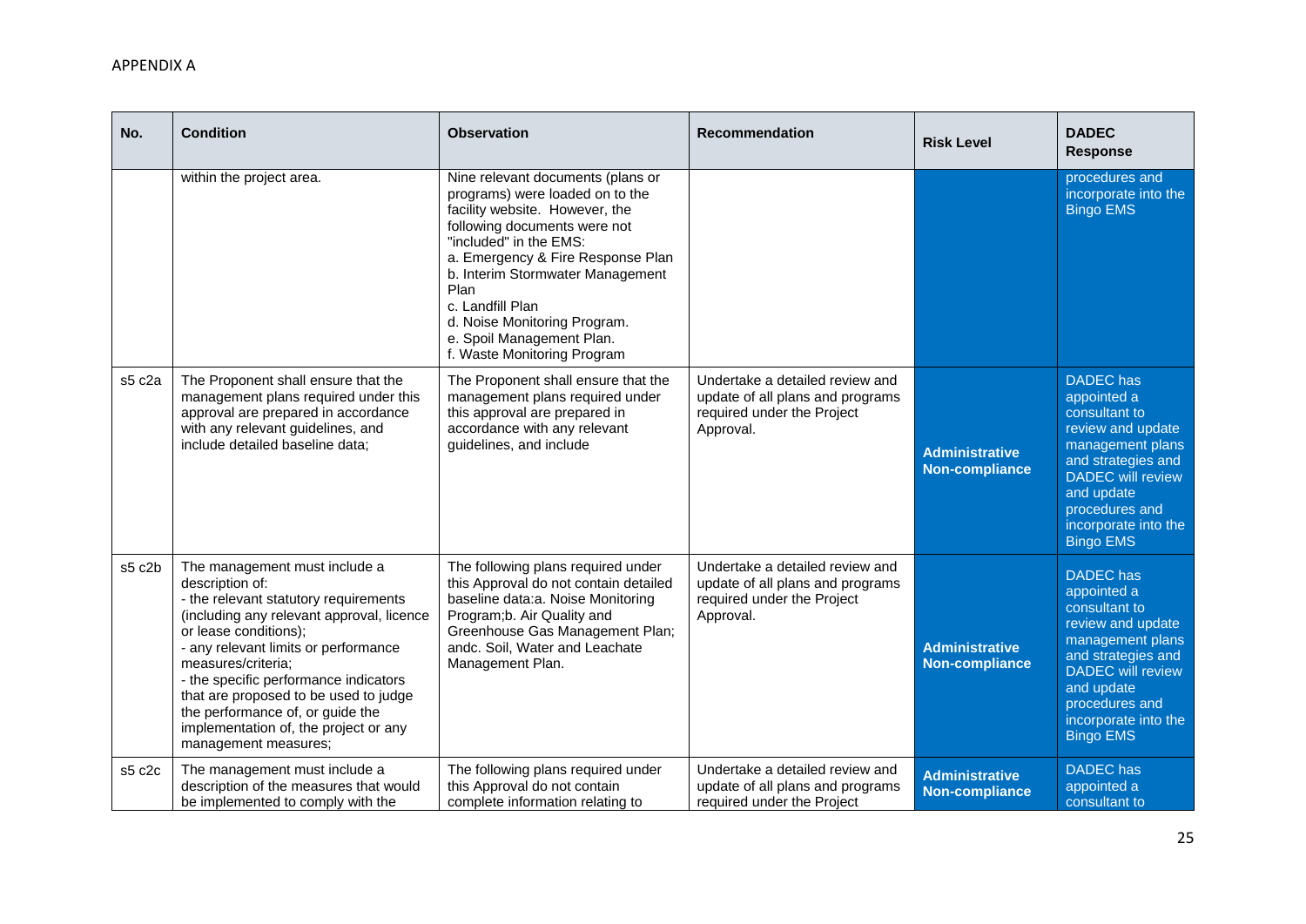APPENDIX A

| No. | Condition | Observation | Recommendation | Risk Level | DADEC Response |
|---|---|---|---|---|---|
| | within the project area. | Nine relevant documents (plans or programs) were loaded on to the facility website. However, the following documents were not "included" in the EMS:<br>a. Emergency & Fire Response Plan<br>b. Interim Stormwater Management Plan<br>c. Landfill Plan<br>d. Noise Monitoring Program.<br>e. Spoil Management Plan.<br>f. Waste Monitoring Program | | | procedures and incorporate into the Bingo EMS |
| s5 c2a | The Proponent shall ensure that the management plans required under this approval are prepared in accordance with any relevant guidelines, and include detailed baseline data; | The Proponent shall ensure that the management plans required under this approval are prepared in accordance with any relevant guidelines, and include | Undertake a detailed review and update of all plans and programs required under the Project Approval. | **Administrative Non-compliance** | DADEC has appointed a consultant to review and update management plans and strategies and DADEC will review and update procedures and incorporate into the Bingo EMS |
| s5 c2b | The management must include a description of:<br>- the relevant statutory requirements (including any relevant approval, licence or lease conditions);<br>- any relevant limits or performance measures/criteria;<br>- the specific performance indicators that are proposed to be used to judge the performance of, or guide the implementation of, the project or any management measures; | The following plans required under this Approval do not contain detailed baseline data:a. Noise Monitoring Program;b. Air Quality and Greenhouse Gas Management Plan; andc. Soil, Water and Leachate Management Plan. | Undertake a detailed review and update of all plans and programs required under the Project Approval. | **Administrative Non-compliance** | DADEC has appointed a consultant to review and update management plans and strategies and DADEC will review and update procedures and incorporate into the Bingo EMS |
| s5 c2c | The management must include a description of the measures that would be implemented to comply with the | The following plans required under this Approval do not contain complete information relating to | Undertake a detailed review and update of all plans and programs required under the Project | **Administrative Non-compliance** | DADEC has appointed a consultant to |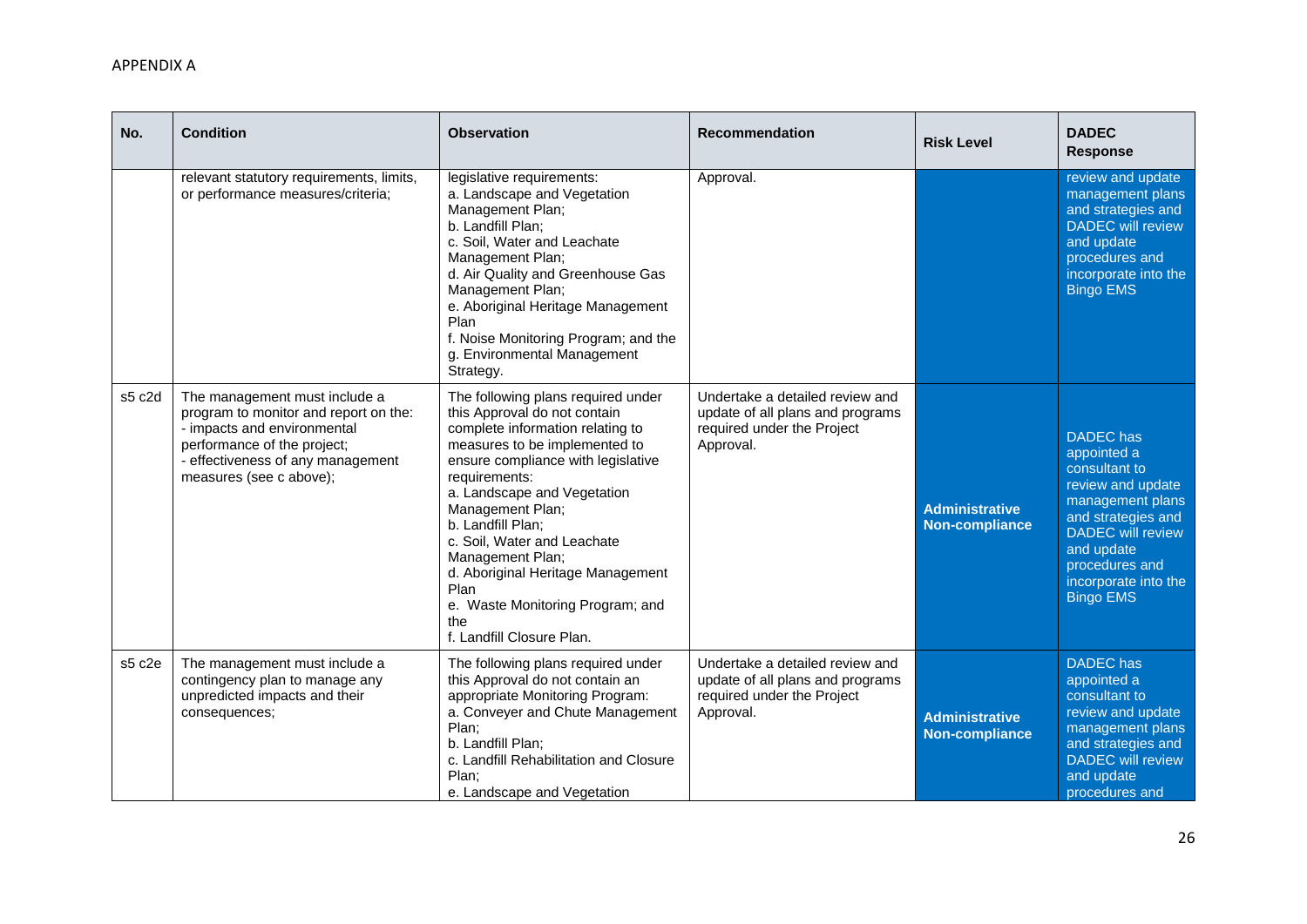APPENDIX A

| No. | Condition | Observation | Recommendation | Risk Level | DADEC Response |
|---|---|---|---|---|---|
| | relevant statutory requirements, limits, or performance measures/criteria; | legislative requirements:<br>a. Landscape and Vegetation Management Plan;<br>b. Landfill Plan;<br>c. Soil, Water and Leachate Management Plan;<br>d. Air Quality and Greenhouse Gas Management Plan;<br>e. Aboriginal Heritage Management Plan<br>f. Noise Monitoring Program; and the<br>g. Environmental Management Strategy. | Approval. | | review and update management plans and strategies and DADEC will review and update procedures and incorporate into the Bingo EMS |
| s5 c2d | The management must include a program to monitor and report on the:<br>- impacts and environmental performance of the project;<br>- effectiveness of any management measures (see c above); | The following plans required under this Approval do not contain complete information relating to measures to be implemented to ensure compliance with legislative requirements:<br>a. Landscape and Vegetation Management Plan;<br>b. Landfill Plan;<br>c. Soil, Water and Leachate Management Plan;<br>d. Aboriginal Heritage Management Plan<br>e. Waste Monitoring Program; and the<br>f. Landfill Closure Plan. | Undertake a detailed review and update of all plans and programs required under the Project Approval. | **Administrative Non-compliance** | DADEC has appointed a consultant to review and update management plans and strategies and DADEC will review and update procedures and incorporate into the Bingo EMS |
| s5 c2e | The management must include a contingency plan to manage any unpredicted impacts and their consequences; | The following plans required under this Approval do not contain an appropriate Monitoring Program:<br>a. Conveyer and Chute Management Plan;<br>b. Landfill Plan;<br>c. Landfill Rehabilitation and Closure Plan;<br>e. Landscape and Vegetation | Undertake a detailed review and update of all plans and programs required under the Project Approval. | **Administrative Non-compliance** | DADEC has appointed a consultant to review and update management plans and strategies and DADEC will review and update procedures and |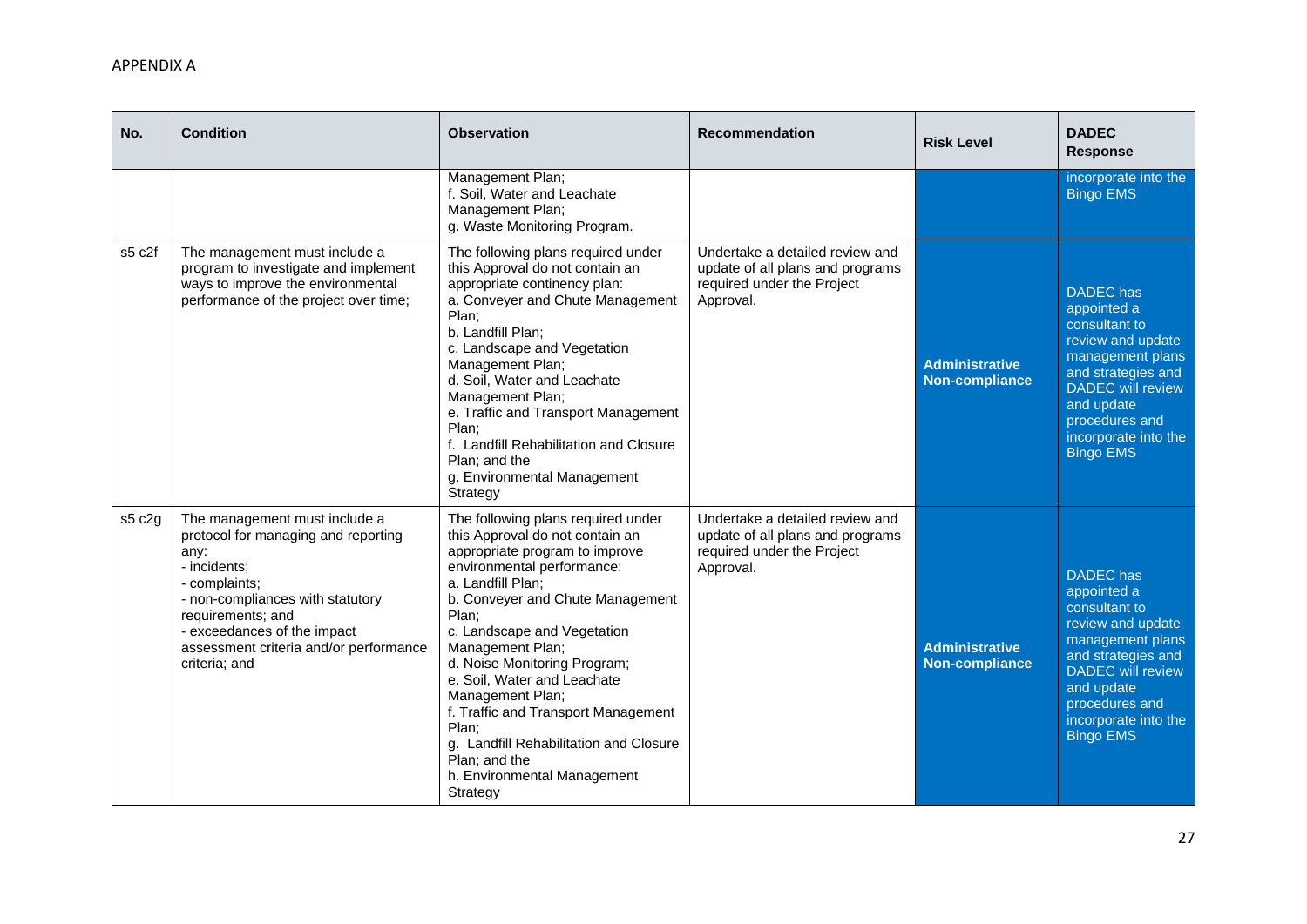APPENDIX A

| No. | Condition | Observation | Recommendation | Risk Level | DADEC Response |
|---|---|---|---|---|---|
| | | Management Plan;<br>f. Soil, Water and Leachate Management Plan;<br>g. Waste Monitoring Program. | | | incorporate into the Bingo EMS |
| s5 c2f | The management must include a program to investigate and implement ways to improve the environmental performance of the project over time; | The following plans required under this Approval do not contain an appropriate continency plan:<br>a. Conveyer and Chute Management Plan;<br>b. Landfill Plan;<br>c. Landscape and Vegetation Management Plan;<br>d. Soil, Water and Leachate Management Plan;<br>e. Traffic and Transport Management Plan;<br>f. Landfill Rehabilitation and Closure Plan; and the<br>g. Environmental Management Strategy | Undertake a detailed review and update of all plans and programs required under the Project Approval. | **Administrative Non-compliance** | DADEC has appointed a consultant to review and update management plans and strategies and DADEC will review and update procedures and incorporate into the Bingo EMS |
| s5 c2g | The management must include a protocol for managing and reporting any:<br>- incidents;<br>- complaints;<br>- non-compliances with statutory requirements; and<br>- exceedances of the impact assessment criteria and/or performance criteria; and | The following plans required under this Approval do not contain an appropriate program to improve environmental performance:<br>a. Landfill Plan;<br>b. Conveyer and Chute Management Plan;<br>c. Landscape and Vegetation Management Plan;<br>d. Noise Monitoring Program;<br>e. Soil, Water and Leachate Management Plan;<br>f. Traffic and Transport Management Plan;<br>g. Landfill Rehabilitation and Closure Plan; and the<br>h. Environmental Management Strategy | Undertake a detailed review and update of all plans and programs required under the Project Approval. | **Administrative Non-compliance** | DADEC has appointed a consultant to review and update management plans and strategies and DADEC will review and update procedures and incorporate into the Bingo EMS |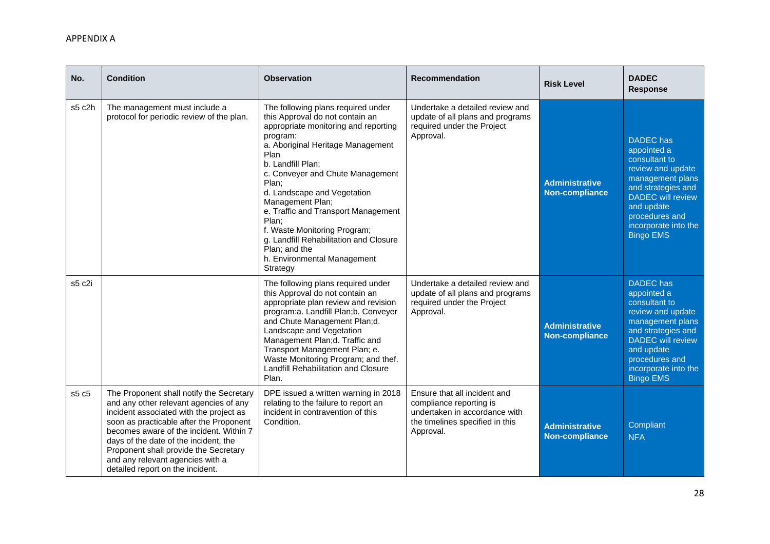APPENDIX A

| No. | Condition | Observation | Recommendation | Risk Level | DADEC Response |
|---|---|---|---|---|---|
| s5 c2h | The management must include a protocol for periodic review of the plan. | The following plans required under this Approval do not contain an appropriate monitoring and reporting program:<br>a. Aboriginal Heritage Management Plan<br>b. Landfill Plan;<br>c. Conveyer and Chute Management Plan;<br>d. Landscape and Vegetation Management Plan;<br>e. Traffic and Transport Management Plan;<br>f. Waste Monitoring Program;<br>g. Landfill Rehabilitation and Closure Plan; and the<br>h. Environmental Management Strategy | Undertake a detailed review and update of all plans and programs required under the Project Approval. | **Administrative Non-compliance** | DADEC has appointed a consultant to review and update management plans and strategies and DADEC will review and update procedures and incorporate into the Bingo EMS |
| s5 c2i | | The following plans required under this Approval do not contain an appropriate plan review and revision program:a. Landfill Plan;b. Conveyer and Chute Management Plan;d. Landscape and Vegetation Management Plan;d. Traffic and Transport Management Plan; e. Waste Monitoring Program; and thef. Landfill Rehabilitation and Closure Plan. | Undertake a detailed review and update of all plans and programs required under the Project Approval. | **Administrative Non-compliance** | DADEC has appointed a consultant to review and update management plans and strategies and DADEC will review and update procedures and incorporate into the Bingo EMS |
| s5 c5 | The Proponent shall notify the Secretary and any other relevant agencies of any incident associated with the project as soon as practicable after the Proponent becomes aware of the incident. Within 7 days of the date of the incident, the Proponent shall provide the Secretary and any relevant agencies with a detailed report on the incident. | DPE issued a written warning in 2018 relating to the failure to report an incident in contravention of this Condition. | Ensure that all incident and compliance reporting is undertaken in accordance with the timelines specified in this Approval. | **Administrative Non-compliance** | Compliant<br>NFA |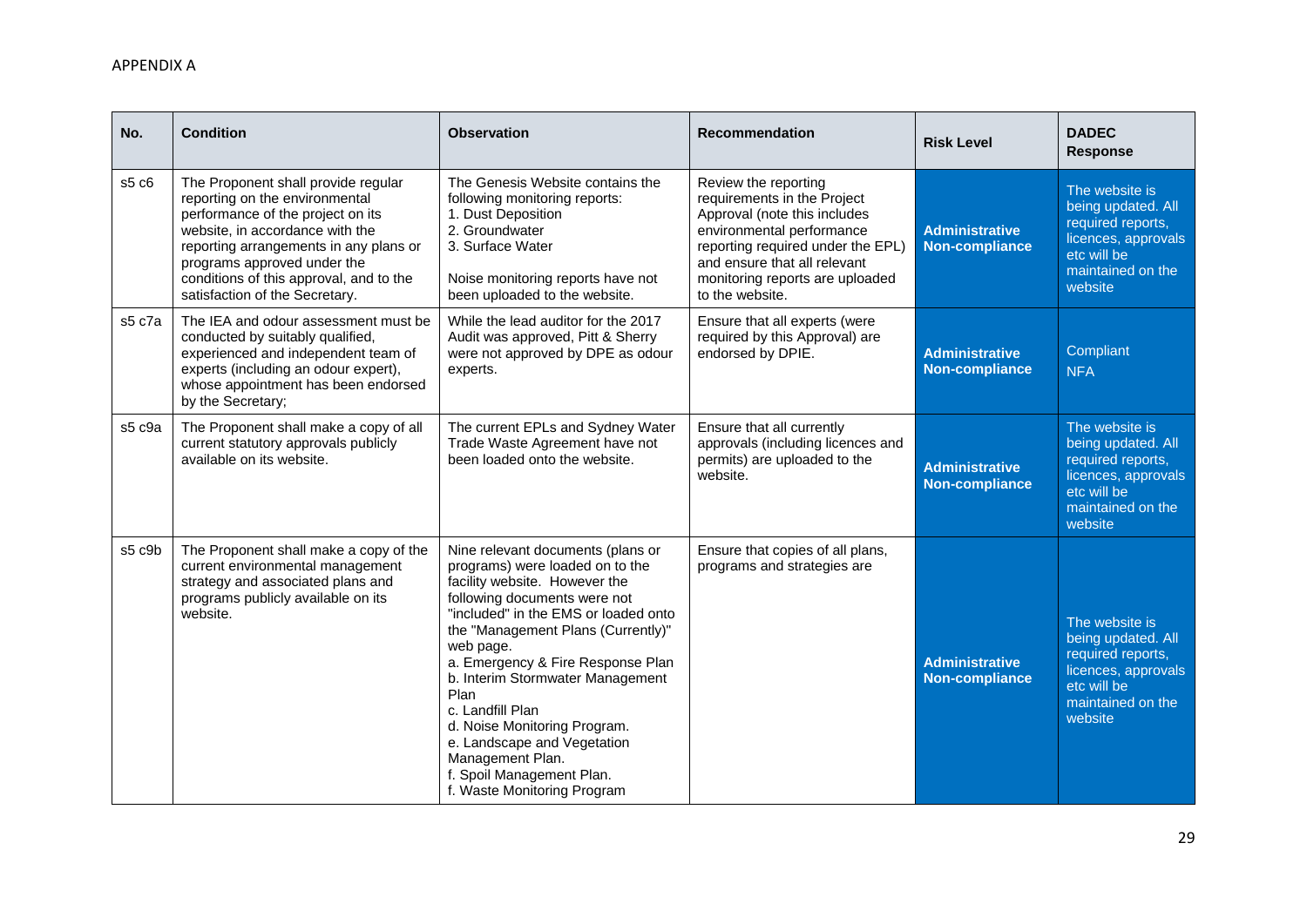APPENDIX A

| No. | Condition | Observation | Recommendation | Risk Level | DADEC Response |
| --- | --- | --- | --- | --- | --- |
| s5 c6 | The Proponent shall provide regular reporting on the environmental performance of the project on its website, in accordance with the reporting arrangements in any plans or programs approved under the conditions of this approval, and to the satisfaction of the Secretary. | The Genesis Website contains the following monitoring reports:<br>1. Dust Deposition<br>2. Groundwater<br>3. Surface Water<br><br>Noise monitoring reports have not been uploaded to the website. | Review the reporting requirements in the Project Approval (note this includes environmental performance reporting required under the EPL) and ensure that all relevant monitoring reports are uploaded to the website. | **Administrative Non-compliance** | The website is being updated. All required reports, licences, approvals etc will be maintained on the website |
| s5 c7a | The IEA and odour assessment must be conducted by suitably qualified, experienced and independent team of experts (including an odour expert), whose appointment has been endorsed by the Secretary; | While the lead auditor for the 2017 Audit was approved, Pitt & Sherry were not approved by DPE as odour experts. | Ensure that all experts (were required by this Approval) are endorsed by DPIE. | **Administrative Non-compliance** | Compliant<br>NFA |
| s5 c9a | The Proponent shall make a copy of all current statutory approvals publicly available on its website. | The current EPLs and Sydney Water Trade Waste Agreement have not been loaded onto the website. | Ensure that all currently approvals (including licences and permits) are uploaded to the website. | **Administrative Non-compliance** | The website is being updated. All required reports, licences, approvals etc will be maintained on the website |
| s5 c9b | The Proponent shall make a copy of the current environmental management strategy and associated plans and programs publicly available on its website. | Nine relevant documents (plans or programs) were loaded on to the facility website. However the following documents were not "included" in the EMS or loaded onto the "Management Plans (Currently)" web page.<br>a. Emergency & Fire Response Plan<br>b. Interim Stormwater Management Plan<br>c. Landfill Plan<br>d. Noise Monitoring Program.<br>e. Landscape and Vegetation Management Plan.<br>f. Spoil Management Plan.<br>f. Waste Monitoring Program | Ensure that copies of all plans, programs and strategies are | **Administrative Non-compliance** | The website is being updated. All required reports, licences, approvals etc will be maintained on the website |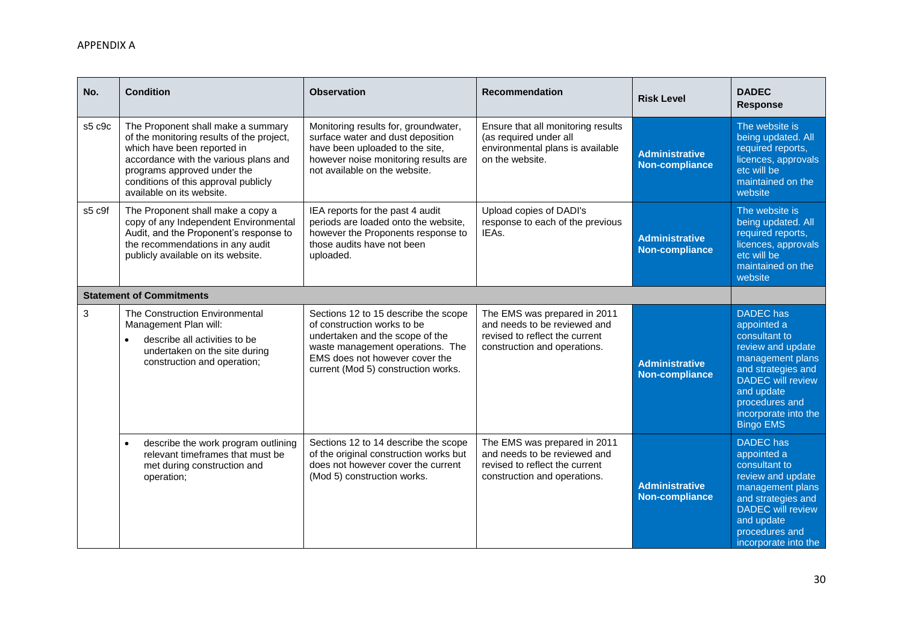APPENDIX A

| No. | Condition | Observation | Recommendation | Risk Level | DADEC Response |
|---|---|---|---|---|---|
| s5 c9c | The Proponent shall make a summary of the monitoring results of the project, which have been reported in accordance with the various plans and programs approved under the conditions of this approval publicly available on its website. | Monitoring results for, groundwater, surface water and dust deposition have been uploaded to the site, however noise monitoring results are not available on the website. | Ensure that all monitoring results (as required under all environmental plans is available on the website. | **Administrative Non-compliance** | The website is being updated. All required reports, licences, approvals etc will be maintained on the website |
| s5 c9f | The Proponent shall make a copy a copy of any Independent Environmental Audit, and the Proponent's response to the recommendations in any audit publicly available on its website. | IEA reports for the past 4 audit periods are loaded onto the website, however the Proponents response to those audits have not been uploaded. | Upload copies of DADI's response to each of the previous IEAs. | **Administrative Non-compliance** | The website is being updated. All required reports, licences, approvals etc will be maintained on the website |
| **Statement of Commitments** | | | | | |
| 3 | The Construction Environmental Management Plan will:<br>• describe all activities to be undertaken on the site during construction and operation; | Sections 12 to 15 describe the scope of construction works to be undertaken and the scope of the waste management operations. The EMS does not however cover the current (Mod 5) construction works. | The EMS was prepared in 2011 and needs to be reviewed and revised to reflect the current construction and operations. | **Administrative Non-compliance** | DADEC has appointed a consultant to review and update management plans and strategies and DADEC will review and update procedures and incorporate into the Bingo EMS |
| | • describe the work program outlining relevant timeframes that must be met during construction and operation; | Sections 12 to 14 describe the scope of the original construction works but does not however cover the current (Mod 5) construction works. | The EMS was prepared in 2011 and needs to be reviewed and revised to reflect the current construction and operations. | **Administrative Non-compliance** | DADEC has appointed a consultant to review and update management plans and strategies and DADEC will review and update procedures and incorporate into the |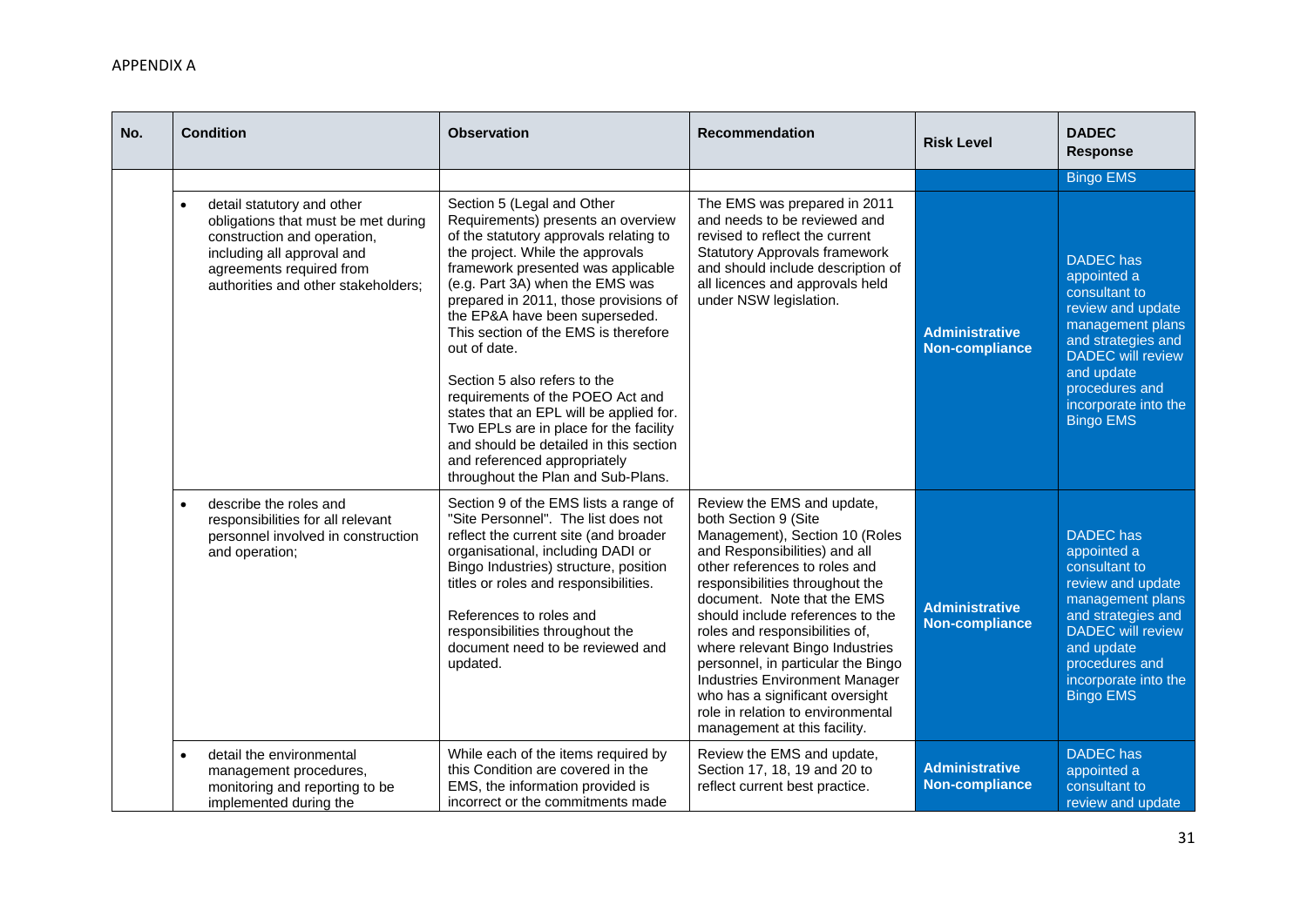APPENDIX A

| No. | Condition | Observation | Recommendation | Risk Level | DADEC Response |
|---|---|---|---|---|---|
| | | | | | Bingo EMS |
| | • detail statutory and other obligations that must be met during construction and operation, including all approval and agreements required from authorities and other stakeholders; | Section 5 (Legal and Other Requirements) presents an overview of the statutory approvals relating to the project. While the approvals framework presented was applicable (e.g. Part 3A) when the EMS was prepared in 2011, those provisions of the EP&A have been superseded. This section of the EMS is therefore out of date.<br><br>Section 5 also refers to the requirements of the POEO Act and states that an EPL will be applied for. Two EPLs are in place for the facility and should be detailed in this section and referenced appropriately throughout the Plan and Sub-Plans. | The EMS was prepared in 2011 and needs to be reviewed and revised to reflect the current Statutory Approvals framework and should include description of all licences and approvals held under NSW legislation. | **Administrative Non-compliance** | DADEC has appointed a consultant to review and update management plans and strategies and DADEC will review and update procedures and incorporate into the Bingo EMS |
| | • describe the roles and responsibilities for all relevant personnel involved in construction and operation; | Section 9 of the EMS lists a range of "Site Personnel". The list does not reflect the current site (and broader organisational, including DADI or Bingo Industries) structure, position titles or roles and responsibilities.<br><br>References to roles and responsibilities throughout the document need to be reviewed and updated. | Review the EMS and update, both Section 9 (Site Management), Section 10 (Roles and Responsibilities) and all other references to roles and responsibilities throughout the document. Note that the EMS should include references to the roles and responsibilities of, where relevant Bingo Industries personnel, in particular the Bingo Industries Environment Manager who has a significant oversight role in relation to environmental management at this facility. | **Administrative Non-compliance** | DADEC has appointed a consultant to review and update management plans and strategies and DADEC will review and update procedures and incorporate into the Bingo EMS |
| | • detail the environmental management procedures, monitoring and reporting to be implemented during the | While each of the items required by this Condition are covered in the EMS, the information provided is incorrect or the commitments made | Review the EMS and update, Section 17, 18, 19 and 20 to reflect current best practice. | **Administrative Non-compliance** | DADEC has appointed a consultant to review and update |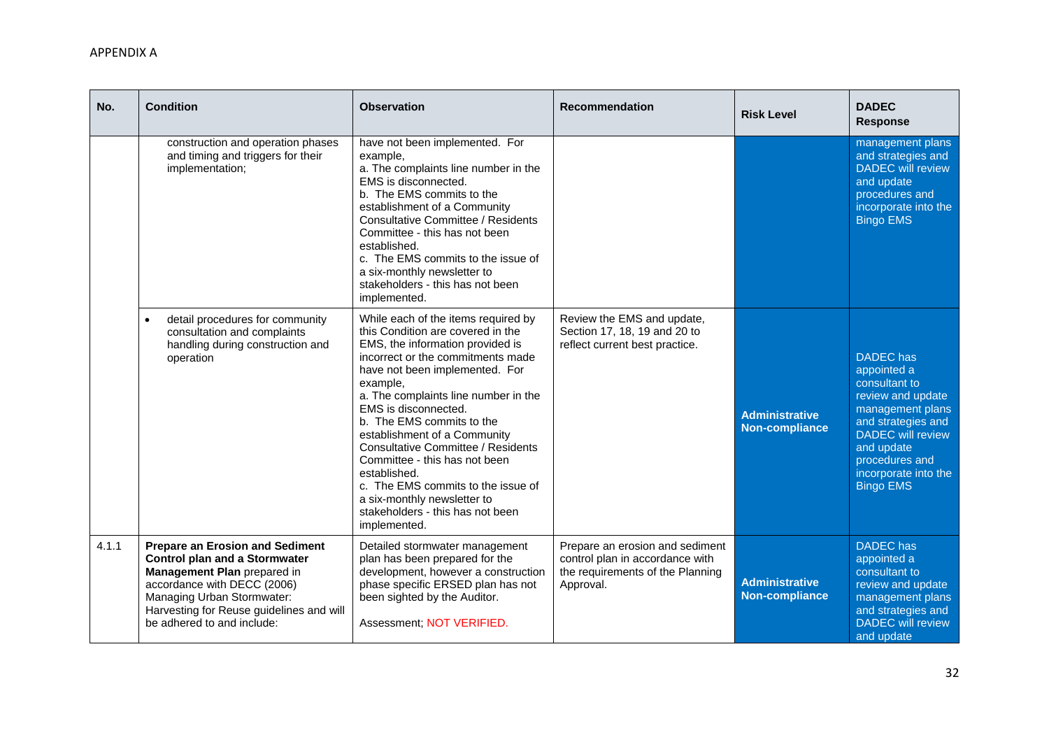APPENDIX A

| No. | Condition | Observation | Recommendation | Risk Level | DADEC Response |
|---|---|---|---|---|---|
| | construction and operation phases and timing and triggers for their implementation; | have not been implemented. For example,<br>a. The complaints line number in the EMS is disconnected.<br>b. The EMS commits to the establishment of a Community Consultative Committee / Residents Committee - this has not been established.<br>c. The EMS commits to the issue of a six-monthly newsletter to stakeholders - this has not been implemented. | | | management plans and strategies and DADEC will review and update procedures and incorporate into the Bingo EMS |
| | • detail procedures for community consultation and complaints handling during construction and operation | While each of the items required by this Condition are covered in the EMS, the information provided is incorrect or the commitments made have not been implemented. For example,<br>a. The complaints line number in the EMS is disconnected.<br>b. The EMS commits to the establishment of a Community Consultative Committee / Residents Committee - this has not been established.<br>c. The EMS commits to the issue of a six-monthly newsletter to stakeholders - this has not been implemented. | Review the EMS and update, Section 17, 18, 19 and 20 to reflect current best practice. | **Administrative Non-compliance** | DADEC has appointed a consultant to review and update management plans and strategies and DADEC will review and update procedures and incorporate into the Bingo EMS |
| 4.1.1 | **Prepare an Erosion and Sediment Control plan and a Stormwater Management Plan** prepared in accordance with DECC (2006) Managing Urban Stormwater: Harvesting for Reuse guidelines and will be adhered to and include: | Detailed stormwater management plan has been prepared for the development, however a construction phase specific ERSED plan has not been sighted by the Auditor.<br><br>Assessment; NOT VERIFIED. | Prepare an erosion and sediment control plan in accordance with the requirements of the Planning Approval. | **Administrative Non-compliance** | DADEC has appointed a consultant to review and update management plans and strategies and DADEC will review and update |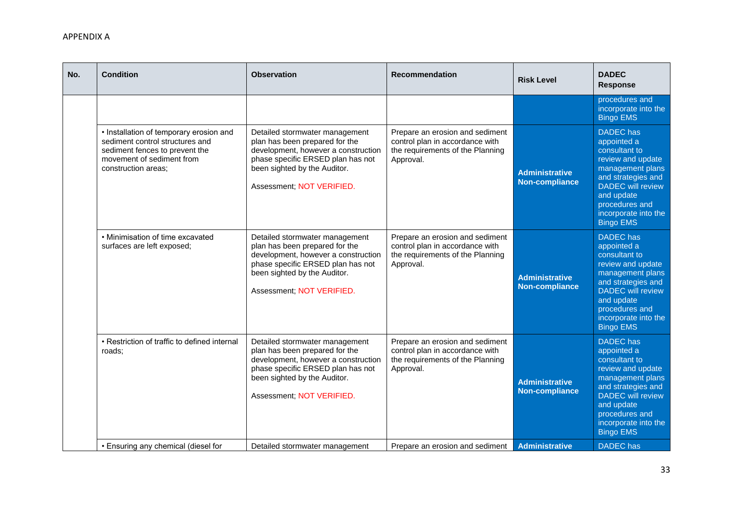APPENDIX A

| No. | Condition | Observation | Recommendation | Risk Level | DADEC Response |
|---|---|---|---|---|---|
| | | | | | procedures and incorporate into the Bingo EMS |
| | • Installation of temporary erosion and sediment control structures and sediment fences to prevent the movement of sediment from construction areas; | Detailed stormwater management plan has been prepared for the development, however a construction phase specific ERSED plan has not been sighted by the Auditor.<br><br>Assessment; NOT VERIFIED. | Prepare an erosion and sediment control plan in accordance with the requirements of the Planning Approval. | **Administrative Non-compliance** | DADEC has appointed a consultant to review and update management plans and strategies and DADEC will review and update procedures and incorporate into the Bingo EMS |
| | • Minimisation of time excavated surfaces are left exposed; | Detailed stormwater management plan has been prepared for the development, however a construction phase specific ERSED plan has not been sighted by the Auditor.<br><br>Assessment; NOT VERIFIED. | Prepare an erosion and sediment control plan in accordance with the requirements of the Planning Approval. | **Administrative Non-compliance** | DADEC has appointed a consultant to review and update management plans and strategies and DADEC will review and update procedures and incorporate into the Bingo EMS |
| | • Restriction of traffic to defined internal roads; | Detailed stormwater management plan has been prepared for the development, however a construction phase specific ERSED plan has not been sighted by the Auditor.<br><br>Assessment; NOT VERIFIED. | Prepare an erosion and sediment control plan in accordance with the requirements of the Planning Approval. | **Administrative Non-compliance** | DADEC has appointed a consultant to review and update management plans and strategies and DADEC will review and update procedures and incorporate into the Bingo EMS |
| | • Ensuring any chemical (diesel for | Detailed stormwater management | Prepare an erosion and sediment | **Administrative** | DADEC has |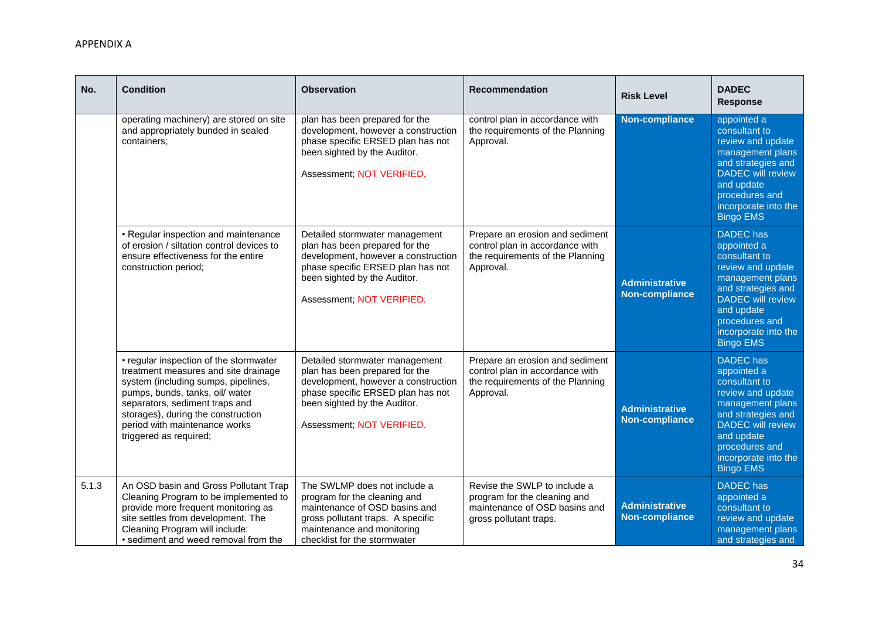APPENDIX A

| No. | Condition | Observation | Recommendation | Risk Level | DADEC Response |
|---|---|---|---|---|---|
| | operating machinery) are stored on site and appropriately bunded in sealed containers; | plan has been prepared for the development, however a construction phase specific ERSED plan has not been sighted by the Auditor.<br><br>Assessment; NOT VERIFIED. | control plan in accordance with the requirements of the Planning Approval. | **Non-compliance** | appointed a consultant to review and update management plans and strategies and DADEC will review and update procedures and incorporate into the Bingo EMS |
| | • Regular inspection and maintenance of erosion / siltation control devices to ensure effectiveness for the entire construction period; | Detailed stormwater management plan has been prepared for the development, however a construction phase specific ERSED plan has not been sighted by the Auditor.<br><br>Assessment; NOT VERIFIED. | Prepare an erosion and sediment control plan in accordance with the requirements of the Planning Approval. | **Administrative Non-compliance** | DADEC has appointed a consultant to review and update management plans and strategies and DADEC will review and update procedures and incorporate into the Bingo EMS |
| | • regular inspection of the stormwater treatment measures and site drainage system (including sumps, pipelines, pumps, bunds, tanks, oil/ water separators, sediment traps and storages), during the construction period with maintenance works triggered as required; | Detailed stormwater management plan has been prepared for the development, however a construction phase specific ERSED plan has not been sighted by the Auditor.<br><br>Assessment; NOT VERIFIED. | Prepare an erosion and sediment control plan in accordance with the requirements of the Planning Approval. | **Administrative Non-compliance** | DADEC has appointed a consultant to review and update management plans and strategies and DADEC will review and update procedures and incorporate into the Bingo EMS |
| 5.1.3 | An OSD basin and Gross Pollutant Trap Cleaning Program to be implemented to provide more frequent monitoring as site settles from development. The Cleaning Program will include:<br>• sediment and weed removal from the | The SWLMP does not include a program for the cleaning and maintenance of OSD basins and gross pollutant traps. A specific maintenance and monitoring checklist for the stormwater | Revise the SWLP to include a program for the cleaning and maintenance of OSD basins and gross pollutant traps. | **Administrative Non-compliance** | DADEC has appointed a consultant to review and update management plans and strategies and |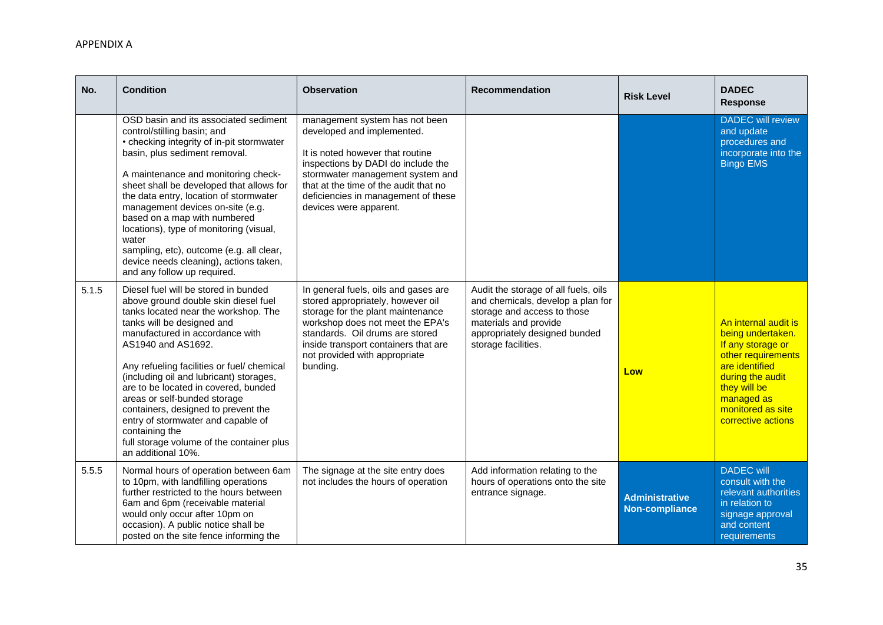APPENDIX A

| No. | Condition | Observation | Recommendation | Risk Level | DADEC Response |
|---|---|---|---|---|---|
| | OSD basin and its associated sediment control/stilling basin; and<br>• checking integrity of in-pit stormwater basin, plus sediment removal.<br><br>A maintenance and monitoring check-sheet shall be developed that allows for the data entry, location of stormwater management devices on-site (e.g. based on a map with numbered locations), type of monitoring (visual, water sampling, etc), outcome (e.g. all clear, device needs cleaning), actions taken, and any follow up required. | management system has not been developed and implemented.<br><br>It is noted however that routine inspections by DADI do include the stormwater management system and that at the time of the audit that no deficiencies in management of these devices were apparent. | | | DADEC will review and update procedures and incorporate into the Bingo EMS |
| 5.1.5 | Diesel fuel will be stored in bunded above ground double skin diesel fuel tanks located near the workshop. The tanks will be designed and manufactured in accordance with AS1940 and AS1692.<br><br>Any refueling facilities or fuel/ chemical (including oil and lubricant) storages, are to be located in covered, bunded areas or self-bunded storage containers, designed to prevent the entry of stormwater and capable of containing the full storage volume of the container plus an additional 10%. | In general fuels, oils and gases are stored appropriately, however oil storage for the plant maintenance workshop does not meet the EPA's standards. Oil drums are stored inside transport containers that are not provided with appropriate bunding. | Audit the storage of all fuels, oils and chemicals, develop a plan for storage and access to those materials and provide appropriately designed bunded storage facilities. | Low | An internal audit is being undertaken. If any storage or other requirements are identified during the audit they will be managed as monitored as site corrective actions |
| 5.5.5 | Normal hours of operation between 6am to 10pm, with landfilling operations further restricted to the hours between 6am and 6pm (receivable material would only occur after 10pm on occasion). A public notice shall be posted on the site fence informing the | The signage at the site entry does not includes the hours of operation | Add information relating to the hours of operations onto the site entrance signage. | Administrative Non-compliance | DADEC will consult with the relevant authorities in relation to signage approval and content requirements |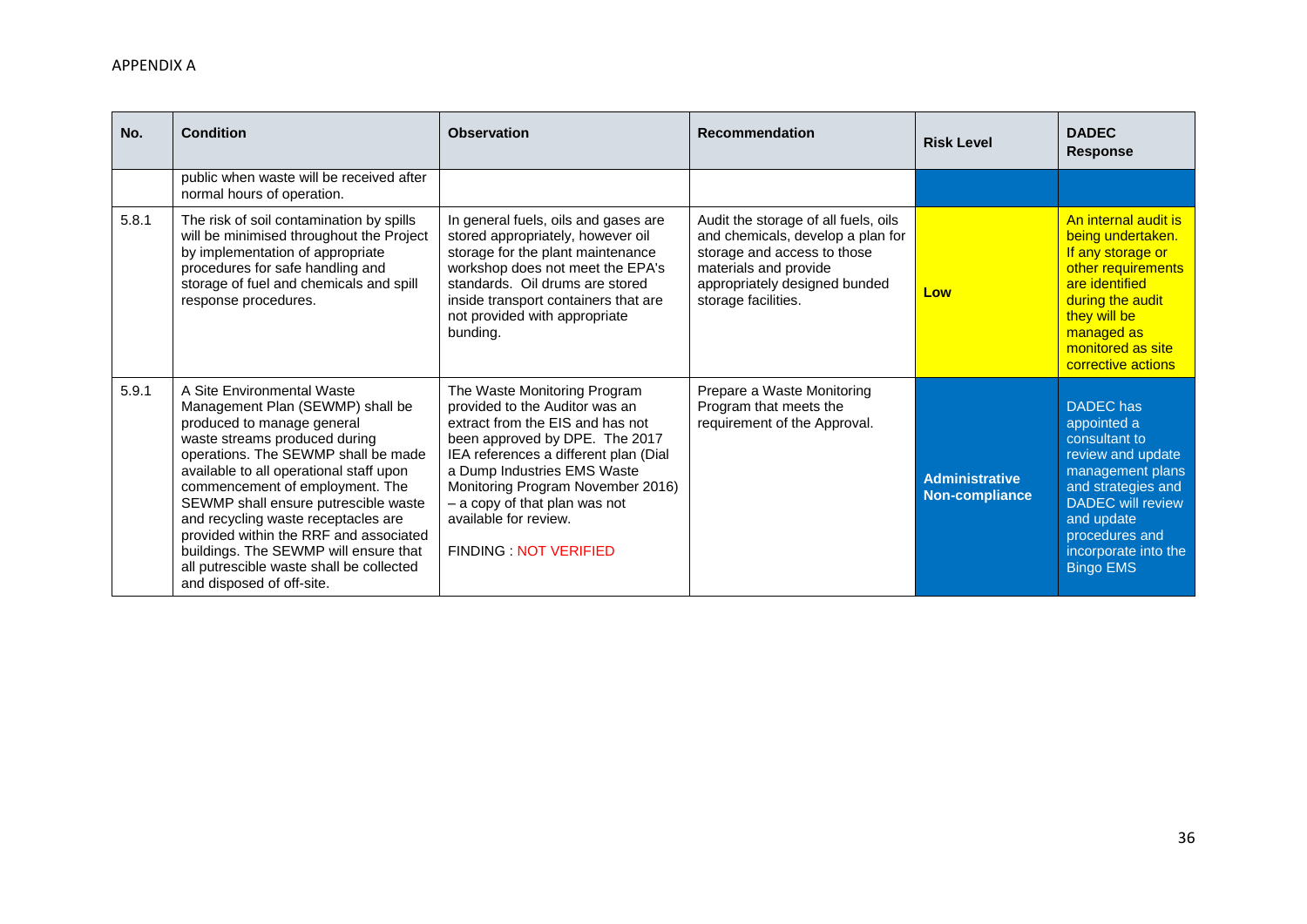APPENDIX A

| No. | Condition | Observation | Recommendation | Risk Level | DADEC Response |
| --- | --- | --- | --- | --- | --- |
| | public when waste will be received after normal hours of operation. | | | | |
| 5.8.1 | The risk of soil contamination by spills will be minimised throughout the Project by implementation of appropriate procedures for safe handling and storage of fuel and chemicals and spill response procedures. | In general fuels, oils and gases are stored appropriately, however oil storage for the plant maintenance workshop does not meet the EPA's standards. Oil drums are stored inside transport containers that are not provided with appropriate bunding. | Audit the storage of all fuels, oils and chemicals, develop a plan for storage and access to those materials and provide appropriately designed bunded storage facilities. | **Low** | An internal audit is being undertaken. If any storage or other requirements are identified during the audit they will be managed as monitored as site corrective actions |
| 5.9.1 | A Site Environmental Waste Management Plan (SEWMP) shall be produced to manage general waste streams produced during operations. The SEWMP shall be made available to all operational staff upon commencement of employment. The SEWMP shall ensure putrescible waste and recycling waste receptacles are provided within the RRF and associated buildings. The SEWMP will ensure that all putrescible waste shall be collected and disposed of off-site. | The Waste Monitoring Program provided to the Auditor was an extract from the EIS and has not been approved by DPE. The 2017 IEA references a different plan (Dial a Dump Industries EMS Waste Monitoring Program November 2016) – a copy of that plan was not available for review.<br><br>FINDING : NOT VERIFIED | Prepare a Waste Monitoring Program that meets the requirement of the Approval. | **Administrative Non-compliance** | DADEC has appointed a consultant to review and update management plans and strategies and DADEC will review and update procedures and incorporate into the Bingo EMS |